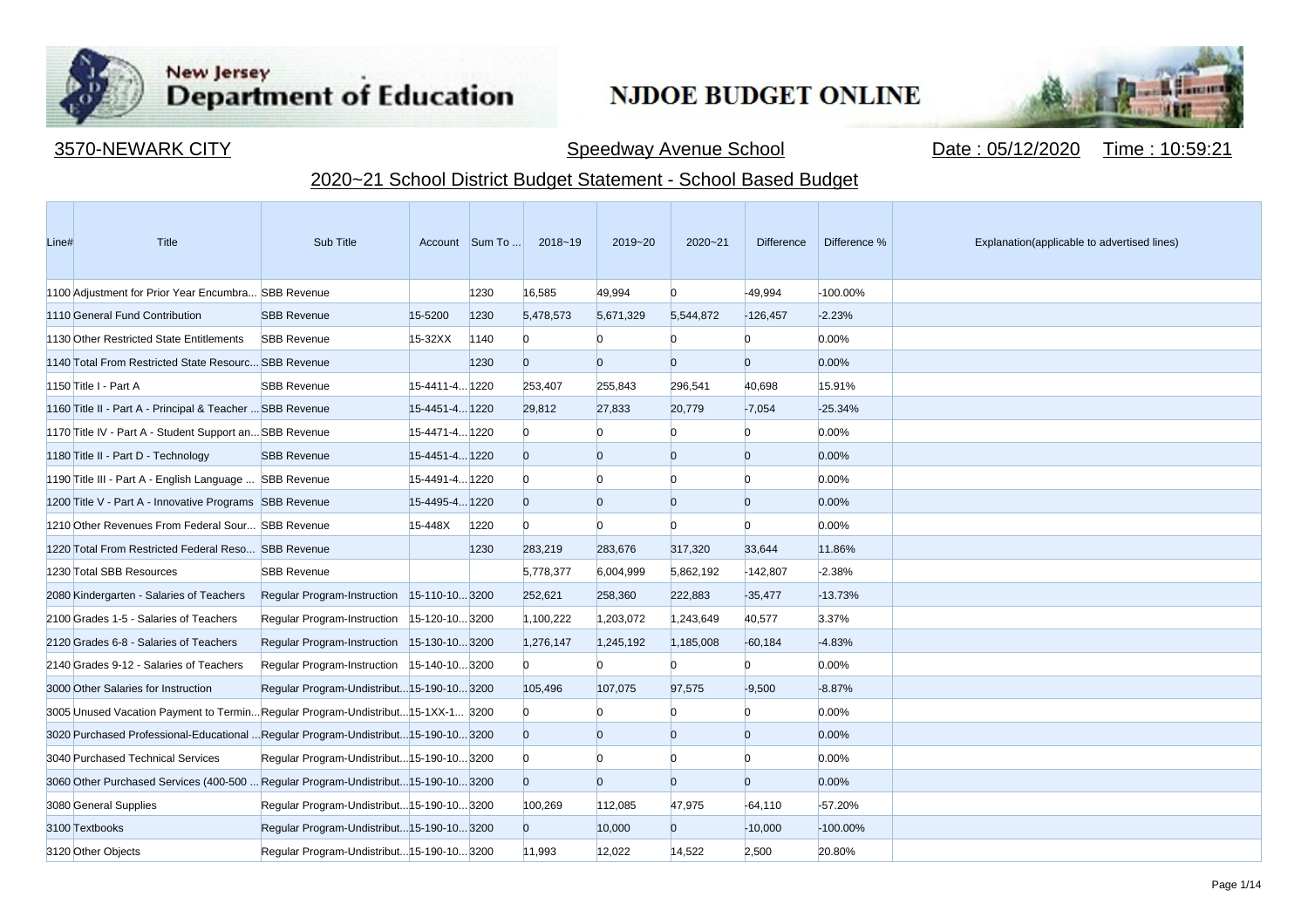New Jersey Department of Education

# NJDOE BUDGET ONLINE

3570-NEWARK CITY | Speedway Avenue School | Date : 05/12/2020 | Time : 10:59:21

## 2020~21 School District Budget Statement - School Based Budget

| Line# | Title | Sub Title | Account | Sum To ... | 2018~19 | 2019~20 | 2020~21 | Difference | Difference % | Explanation(applicable to advertised lines) |
|---|---|---|---|---|---|---|---|---|---|---|
| 1100 | Adjustment for Prior Year Encumbra... | SBB Revenue | | 1230 | 16,585 | 49,994 | 0 | -49,994 | -100.00% | |
| 1110 | General Fund Contribution | SBB Revenue | 15-5200 | 1230 | 5,478,573 | 5,671,329 | 5,544,872 | -126,457 | -2.23% | |
| 1130 | Other Restricted State Entitlements | SBB Revenue | 15-32XX | 1140 | 0 | 0 | 0 | 0 | 0.00% | |
| 1140 | Total From Restricted State Resourc... | SBB Revenue | | 1230 | 0 | 0 | 0 | 0 | 0.00% | |
| 1150 | Title I - Part A | SBB Revenue | 15-4411-4... | 1220 | 253,407 | 255,843 | 296,541 | 40,698 | 15.91% | |
| 1160 | Title II - Part A - Principal & Teacher ... | SBB Revenue | 15-4451-4... | 1220 | 29,812 | 27,833 | 20,779 | -7,054 | -25.34% | |
| 1170 | Title IV - Part A - Student Support an... | SBB Revenue | 15-4471-4... | 1220 | 0 | 0 | 0 | 0 | 0.00% | |
| 1180 | Title II - Part D - Technology | SBB Revenue | 15-4451-4... | 1220 | 0 | 0 | 0 | 0 | 0.00% | |
| 1190 | Title III - Part A - English Language ... | SBB Revenue | 15-4491-4... | 1220 | 0 | 0 | 0 | 0 | 0.00% | |
| 1200 | Title V - Part A - Innovative Programs | SBB Revenue | 15-4495-4... | 1220 | 0 | 0 | 0 | 0 | 0.00% | |
| 1210 | Other Revenues From Federal Sour... | SBB Revenue | 15-448X | 1220 | 0 | 0 | 0 | 0 | 0.00% | |
| 1220 | Total From Restricted Federal Reso... | SBB Revenue | | 1230 | 283,219 | 283,676 | 317,320 | 33,644 | 11.86% | |
| 1230 | Total SBB Resources | SBB Revenue | | | 5,778,377 | 6,004,999 | 5,862,192 | -142,807 | -2.38% | |
| 2080 | Kindergarten - Salaries of Teachers | Regular Program-Instruction | 15-110-10... | 3200 | 252,621 | 258,360 | 222,883 | -35,477 | -13.73% | |
| 2100 | Grades 1-5 - Salaries of Teachers | Regular Program-Instruction | 15-120-10... | 3200 | 1,100,222 | 1,203,072 | 1,243,649 | 40,577 | 3.37% | |
| 2120 | Grades 6-8 - Salaries of Teachers | Regular Program-Instruction | 15-130-10... | 3200 | 1,276,147 | 1,245,192 | 1,185,008 | -60,184 | -4.83% | |
| 2140 | Grades 9-12 - Salaries of Teachers | Regular Program-Instruction | 15-140-10... | 3200 | 0 | 0 | 0 | 0 | 0.00% | |
| 3000 | Other Salaries for Instruction | Regular Program-Undistribut... | 15-190-10... | 3200 | 105,496 | 107,075 | 97,575 | -9,500 | -8.87% | |
| 3005 | Unused Vacation Payment to Termin... | Regular Program-Undistribut... | 15-1XX-1... | 3200 | 0 | 0 | 0 | 0 | 0.00% | |
| 3020 | Purchased Professional-Educational ... | Regular Program-Undistribut... | 15-190-10... | 3200 | 0 | 0 | 0 | 0 | 0.00% | |
| 3040 | Purchased Technical Services | Regular Program-Undistribut... | 15-190-10... | 3200 | 0 | 0 | 0 | 0 | 0.00% | |
| 3060 | Other Purchased Services (400-500 ... | Regular Program-Undistribut... | 15-190-10... | 3200 | 0 | 0 | 0 | 0 | 0.00% | |
| 3080 | General Supplies | Regular Program-Undistribut... | 15-190-10... | 3200 | 100,269 | 112,085 | 47,975 | -64,110 | -57.20% | |
| 3100 | Textbooks | Regular Program-Undistribut... | 15-190-10... | 3200 | 0 | 10,000 | 0 | -10,000 | -100.00% | |
| 3120 | Other Objects | Regular Program-Undistribut... | 15-190-10... | 3200 | 11,993 | 12,022 | 14,522 | 2,500 | 20.80% | |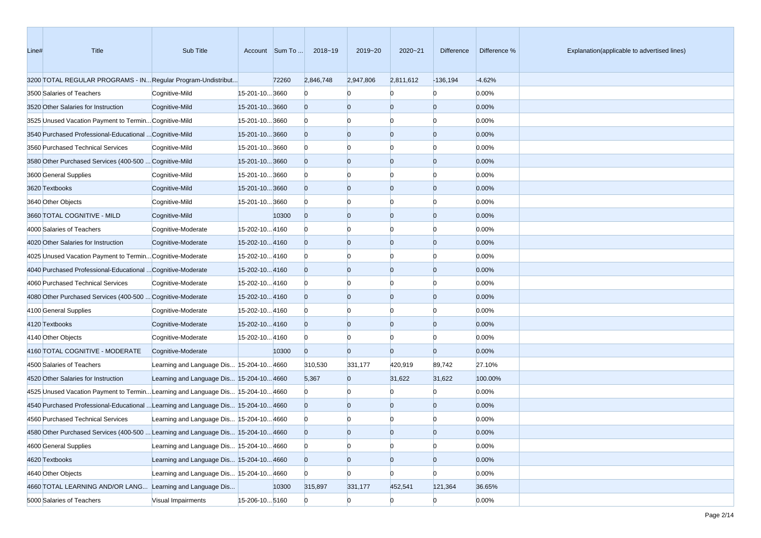| Line# | Title | Sub Title | Account | Sum To ... | 2018~19 | 2019~20 | 2020~21 | Difference | Difference % | Explanation(applicable to advertised lines) |
|---|---|---|---|---|---|---|---|---|---|---|
| 3200 | TOTAL REGULAR PROGRAMS - IN... | Regular Program-Undistribut... | | 72260 | 2,846,748 | 2,947,806 | 2,811,612 | -136,194 | -4.62% | |
| 3500 | Salaries of Teachers | Cognitive-Mild | 15-201-10... | 3660 | 0 | 0 | 0 | 0 | 0.00% | |
| 3520 | Other Salaries for Instruction | Cognitive-Mild | 15-201-10... | 3660 | 0 | 0 | 0 | 0 | 0.00% | |
| 3525 | Unused Vacation Payment to Termin... | Cognitive-Mild | 15-201-10... | 3660 | 0 | 0 | 0 | 0 | 0.00% | |
| 3540 | Purchased Professional-Educational ... | Cognitive-Mild | 15-201-10... | 3660 | 0 | 0 | 0 | 0 | 0.00% | |
| 3560 | Purchased Technical Services | Cognitive-Mild | 15-201-10... | 3660 | 0 | 0 | 0 | 0 | 0.00% | |
| 3580 | Other Purchased Services (400-500 ... | Cognitive-Mild | 15-201-10... | 3660 | 0 | 0 | 0 | 0 | 0.00% | |
| 3600 | General Supplies | Cognitive-Mild | 15-201-10... | 3660 | 0 | 0 | 0 | 0 | 0.00% | |
| 3620 | Textbooks | Cognitive-Mild | 15-201-10... | 3660 | 0 | 0 | 0 | 0 | 0.00% | |
| 3640 | Other Objects | Cognitive-Mild | 15-201-10... | 3660 | 0 | 0 | 0 | 0 | 0.00% | |
| 3660 | TOTAL COGNITIVE - MILD | Cognitive-Mild | | 10300 | 0 | 0 | 0 | 0 | 0.00% | |
| 4000 | Salaries of Teachers | Cognitive-Moderate | 15-202-10... | 4160 | 0 | 0 | 0 | 0 | 0.00% | |
| 4020 | Other Salaries for Instruction | Cognitive-Moderate | 15-202-10... | 4160 | 0 | 0 | 0 | 0 | 0.00% | |
| 4025 | Unused Vacation Payment to Termin... | Cognitive-Moderate | 15-202-10... | 4160 | 0 | 0 | 0 | 0 | 0.00% | |
| 4040 | Purchased Professional-Educational ... | Cognitive-Moderate | 15-202-10... | 4160 | 0 | 0 | 0 | 0 | 0.00% | |
| 4060 | Purchased Technical Services | Cognitive-Moderate | 15-202-10... | 4160 | 0 | 0 | 0 | 0 | 0.00% | |
| 4080 | Other Purchased Services (400-500 ... | Cognitive-Moderate | 15-202-10... | 4160 | 0 | 0 | 0 | 0 | 0.00% | |
| 4100 | General Supplies | Cognitive-Moderate | 15-202-10... | 4160 | 0 | 0 | 0 | 0 | 0.00% | |
| 4120 | Textbooks | Cognitive-Moderate | 15-202-10... | 4160 | 0 | 0 | 0 | 0 | 0.00% | |
| 4140 | Other Objects | Cognitive-Moderate | 15-202-10... | 4160 | 0 | 0 | 0 | 0 | 0.00% | |
| 4160 | TOTAL COGNITIVE - MODERATE | Cognitive-Moderate | | 10300 | 0 | 0 | 0 | 0 | 0.00% | |
| 4500 | Salaries of Teachers | Learning and Language Dis... | 15-204-10... | 4660 | 310,530 | 331,177 | 420,919 | 89,742 | 27.10% | |
| 4520 | Other Salaries for Instruction | Learning and Language Dis... | 15-204-10... | 4660 | 5,367 | 0 | 31,622 | 31,622 | 100.00% | |
| 4525 | Unused Vacation Payment to Termin... | Learning and Language Dis... | 15-204-10... | 4660 | 0 | 0 | 0 | 0 | 0.00% | |
| 4540 | Purchased Professional-Educational ... | Learning and Language Dis... | 15-204-10... | 4660 | 0 | 0 | 0 | 0 | 0.00% | |
| 4560 | Purchased Technical Services | Learning and Language Dis... | 15-204-10... | 4660 | 0 | 0 | 0 | 0 | 0.00% | |
| 4580 | Other Purchased Services (400-500 ... | Learning and Language Dis... | 15-204-10... | 4660 | 0 | 0 | 0 | 0 | 0.00% | |
| 4600 | General Supplies | Learning and Language Dis... | 15-204-10... | 4660 | 0 | 0 | 0 | 0 | 0.00% | |
| 4620 | Textbooks | Learning and Language Dis... | 15-204-10... | 4660 | 0 | 0 | 0 | 0 | 0.00% | |
| 4640 | Other Objects | Learning and Language Dis... | 15-204-10... | 4660 | 0 | 0 | 0 | 0 | 0.00% | |
| 4660 | TOTAL LEARNING AND/OR LANG... | Learning and Language Dis... | | 10300 | 315,897 | 331,177 | 452,541 | 121,364 | 36.65% | |
| 5000 | Salaries of Teachers | Visual Impairments | 15-206-10... | 5160 | 0 | 0 | 0 | 0 | 0.00% | |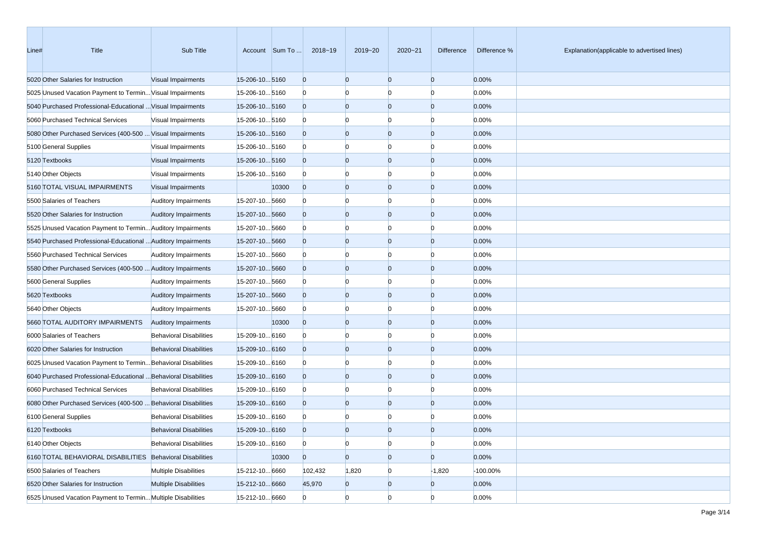| Line# | Title | Sub Title | Account | Sum To ... | 2018~19 | 2019~20 | 2020~21 | Difference | Difference % | Explanation(applicable to advertised lines) |
|---|---|---|---|---|---|---|---|---|---|---|
| 5020 | Other Salaries for Instruction | Visual Impairments | 15-206-10... | 5160 | 0 | 0 | 0 | 0 | 0.00% | |
| 5025 | Unused Vacation Payment to Termin... | Visual Impairments | 15-206-10... | 5160 | 0 | 0 | 0 | 0 | 0.00% | |
| 5040 | Purchased Professional-Educational ... | Visual Impairments | 15-206-10... | 5160 | 0 | 0 | 0 | 0 | 0.00% | |
| 5060 | Purchased Technical Services | Visual Impairments | 15-206-10... | 5160 | 0 | 0 | 0 | 0 | 0.00% | |
| 5080 | Other Purchased Services (400-500 ... | Visual Impairments | 15-206-10... | 5160 | 0 | 0 | 0 | 0 | 0.00% | |
| 5100 | General Supplies | Visual Impairments | 15-206-10... | 5160 | 0 | 0 | 0 | 0 | 0.00% | |
| 5120 | Textbooks | Visual Impairments | 15-206-10... | 5160 | 0 | 0 | 0 | 0 | 0.00% | |
| 5140 | Other Objects | Visual Impairments | 15-206-10... | 5160 | 0 | 0 | 0 | 0 | 0.00% | |
| 5160 | TOTAL VISUAL IMPAIRMENTS | Visual Impairments | | 10300 | 0 | 0 | 0 | 0 | 0.00% | |
| 5500 | Salaries of Teachers | Auditory Impairments | 15-207-10... | 5660 | 0 | 0 | 0 | 0 | 0.00% | |
| 5520 | Other Salaries for Instruction | Auditory Impairments | 15-207-10... | 5660 | 0 | 0 | 0 | 0 | 0.00% | |
| 5525 | Unused Vacation Payment to Termin... | Auditory Impairments | 15-207-10... | 5660 | 0 | 0 | 0 | 0 | 0.00% | |
| 5540 | Purchased Professional-Educational ... | Auditory Impairments | 15-207-10... | 5660 | 0 | 0 | 0 | 0 | 0.00% | |
| 5560 | Purchased Technical Services | Auditory Impairments | 15-207-10... | 5660 | 0 | 0 | 0 | 0 | 0.00% | |
| 5580 | Other Purchased Services (400-500 ... | Auditory Impairments | 15-207-10... | 5660 | 0 | 0 | 0 | 0 | 0.00% | |
| 5600 | General Supplies | Auditory Impairments | 15-207-10... | 5660 | 0 | 0 | 0 | 0 | 0.00% | |
| 5620 | Textbooks | Auditory Impairments | 15-207-10... | 5660 | 0 | 0 | 0 | 0 | 0.00% | |
| 5640 | Other Objects | Auditory Impairments | 15-207-10... | 5660 | 0 | 0 | 0 | 0 | 0.00% | |
| 5660 | TOTAL AUDITORY IMPAIRMENTS | Auditory Impairments | | 10300 | 0 | 0 | 0 | 0 | 0.00% | |
| 6000 | Salaries of Teachers | Behavioral Disabilities | 15-209-10... | 6160 | 0 | 0 | 0 | 0 | 0.00% | |
| 6020 | Other Salaries for Instruction | Behavioral Disabilities | 15-209-10... | 6160 | 0 | 0 | 0 | 0 | 0.00% | |
| 6025 | Unused Vacation Payment to Termin... | Behavioral Disabilities | 15-209-10... | 6160 | 0 | 0 | 0 | 0 | 0.00% | |
| 6040 | Purchased Professional-Educational ... | Behavioral Disabilities | 15-209-10... | 6160 | 0 | 0 | 0 | 0 | 0.00% | |
| 6060 | Purchased Technical Services | Behavioral Disabilities | 15-209-10... | 6160 | 0 | 0 | 0 | 0 | 0.00% | |
| 6080 | Other Purchased Services (400-500 ... | Behavioral Disabilities | 15-209-10... | 6160 | 0 | 0 | 0 | 0 | 0.00% | |
| 6100 | General Supplies | Behavioral Disabilities | 15-209-10... | 6160 | 0 | 0 | 0 | 0 | 0.00% | |
| 6120 | Textbooks | Behavioral Disabilities | 15-209-10... | 6160 | 0 | 0 | 0 | 0 | 0.00% | |
| 6140 | Other Objects | Behavioral Disabilities | 15-209-10... | 6160 | 0 | 0 | 0 | 0 | 0.00% | |
| 6160 | TOTAL BEHAVIORAL DISABILITIES | Behavioral Disabilities | | 10300 | 0 | 0 | 0 | 0 | 0.00% | |
| 6500 | Salaries of Teachers | Multiple Disabilities | 15-212-10... | 6660 | 102,432 | 1,820 | 0 | -1,820 | -100.00% | |
| 6520 | Other Salaries for Instruction | Multiple Disabilities | 15-212-10... | 6660 | 45,970 | 0 | 0 | 0 | 0.00% | |
| 6525 | Unused Vacation Payment to Termin... | Multiple Disabilities | 15-212-10... | 6660 | 0 | 0 | 0 | 0 | 0.00% | |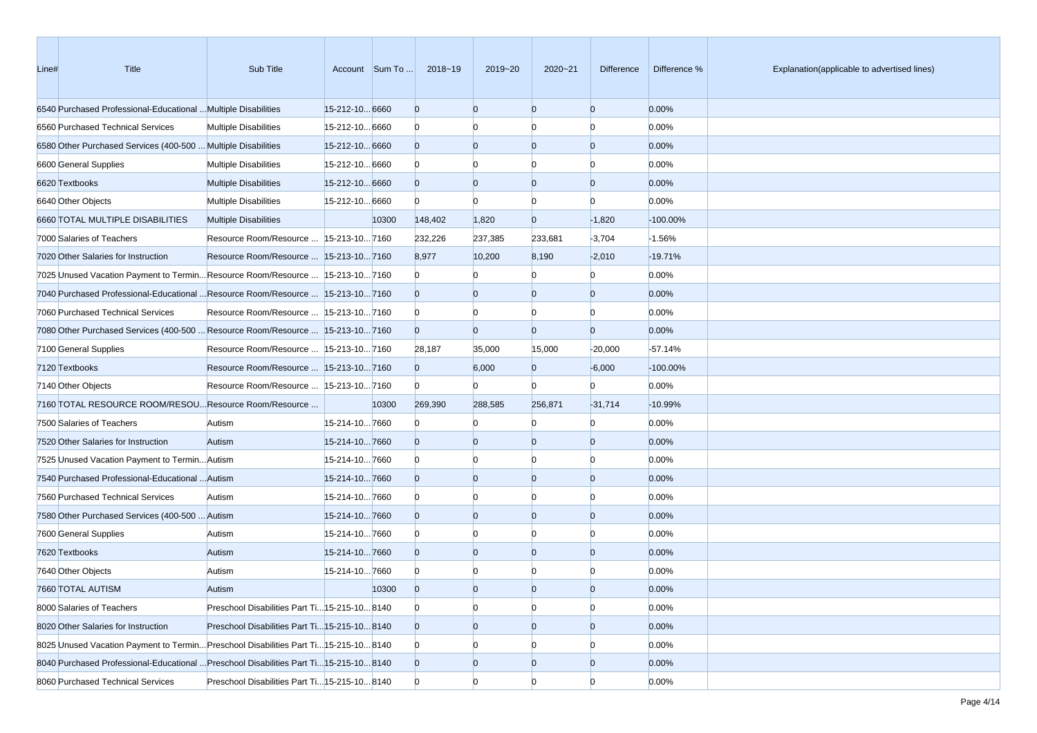| Line# | Title | Sub Title | Account | Sum To ... | 2018~19 | 2019~20 | 2020~21 | Difference | Difference % | Explanation(applicable to advertised lines) |
|---|---|---|---|---|---|---|---|---|---|---|
| 6540 | Purchased Professional-Educational ... | Multiple Disabilities | 15-212-10... | 6660 | 0 | 0 | 0 | 0 | 0.00% | |
| 6560 | Purchased Technical Services | Multiple Disabilities | 15-212-10... | 6660 | 0 | 0 | 0 | 0 | 0.00% | |
| 6580 | Other Purchased Services (400-500 ... | Multiple Disabilities | 15-212-10... | 6660 | 0 | 0 | 0 | 0 | 0.00% | |
| 6600 | General Supplies | Multiple Disabilities | 15-212-10... | 6660 | 0 | 0 | 0 | 0 | 0.00% | |
| 6620 | Textbooks | Multiple Disabilities | 15-212-10... | 6660 | 0 | 0 | 0 | 0 | 0.00% | |
| 6640 | Other Objects | Multiple Disabilities | 15-212-10... | 6660 | 0 | 0 | 0 | 0 | 0.00% | |
| 6660 | TOTAL MULTIPLE DISABILITIES | Multiple Disabilities | | 10300 | 148,402 | 1,820 | 0 | -1,820 | -100.00% | |
| 7000 | Salaries of Teachers | Resource Room/Resource ... | 15-213-10... | 7160 | 232,226 | 237,385 | 233,681 | -3,704 | -1.56% | |
| 7020 | Other Salaries for Instruction | Resource Room/Resource ... | 15-213-10... | 7160 | 8,977 | 10,200 | 8,190 | -2,010 | -19.71% | |
| 7025 | Unused Vacation Payment to Termin... | Resource Room/Resource ... | 15-213-10... | 7160 | 0 | 0 | 0 | 0 | 0.00% | |
| 7040 | Purchased Professional-Educational ... | Resource Room/Resource ... | 15-213-10... | 7160 | 0 | 0 | 0 | 0 | 0.00% | |
| 7060 | Purchased Technical Services | Resource Room/Resource ... | 15-213-10... | 7160 | 0 | 0 | 0 | 0 | 0.00% | |
| 7080 | Other Purchased Services (400-500 ... | Resource Room/Resource ... | 15-213-10... | 7160 | 0 | 0 | 0 | 0 | 0.00% | |
| 7100 | General Supplies | Resource Room/Resource ... | 15-213-10... | 7160 | 28,187 | 35,000 | 15,000 | -20,000 | -57.14% | |
| 7120 | Textbooks | Resource Room/Resource ... | 15-213-10... | 7160 | 0 | 6,000 | 0 | -6,000 | -100.00% | |
| 7140 | Other Objects | Resource Room/Resource ... | 15-213-10... | 7160 | 0 | 0 | 0 | 0 | 0.00% | |
| 7160 | TOTAL RESOURCE ROOM/RESOU... | Resource Room/Resource ... | | 10300 | 269,390 | 288,585 | 256,871 | -31,714 | -10.99% | |
| 7500 | Salaries of Teachers | Autism | 15-214-10... | 7660 | 0 | 0 | 0 | 0 | 0.00% | |
| 7520 | Other Salaries for Instruction | Autism | 15-214-10... | 7660 | 0 | 0 | 0 | 0 | 0.00% | |
| 7525 | Unused Vacation Payment to Termin... | Autism | 15-214-10... | 7660 | 0 | 0 | 0 | 0 | 0.00% | |
| 7540 | Purchased Professional-Educational ... | Autism | 15-214-10... | 7660 | 0 | 0 | 0 | 0 | 0.00% | |
| 7560 | Purchased Technical Services | Autism | 15-214-10... | 7660 | 0 | 0 | 0 | 0 | 0.00% | |
| 7580 | Other Purchased Services (400-500 ... | Autism | 15-214-10... | 7660 | 0 | 0 | 0 | 0 | 0.00% | |
| 7600 | General Supplies | Autism | 15-214-10... | 7660 | 0 | 0 | 0 | 0 | 0.00% | |
| 7620 | Textbooks | Autism | 15-214-10... | 7660 | 0 | 0 | 0 | 0 | 0.00% | |
| 7640 | Other Objects | Autism | 15-214-10... | 7660 | 0 | 0 | 0 | 0 | 0.00% | |
| 7660 | TOTAL AUTISM | Autism | | 10300 | 0 | 0 | 0 | 0 | 0.00% | |
| 8000 | Salaries of Teachers | Preschool Disabilities Part Ti... | 15-215-10... | 8140 | 0 | 0 | 0 | 0 | 0.00% | |
| 8020 | Other Salaries for Instruction | Preschool Disabilities Part Ti... | 15-215-10... | 8140 | 0 | 0 | 0 | 0 | 0.00% | |
| 8025 | Unused Vacation Payment to Termin... | Preschool Disabilities Part Ti... | 15-215-10... | 8140 | 0 | 0 | 0 | 0 | 0.00% | |
| 8040 | Purchased Professional-Educational ... | Preschool Disabilities Part Ti... | 15-215-10... | 8140 | 0 | 0 | 0 | 0 | 0.00% | |
| 8060 | Purchased Technical Services | Preschool Disabilities Part Ti... | 15-215-10... | 8140 | 0 | 0 | 0 | 0 | 0.00% | |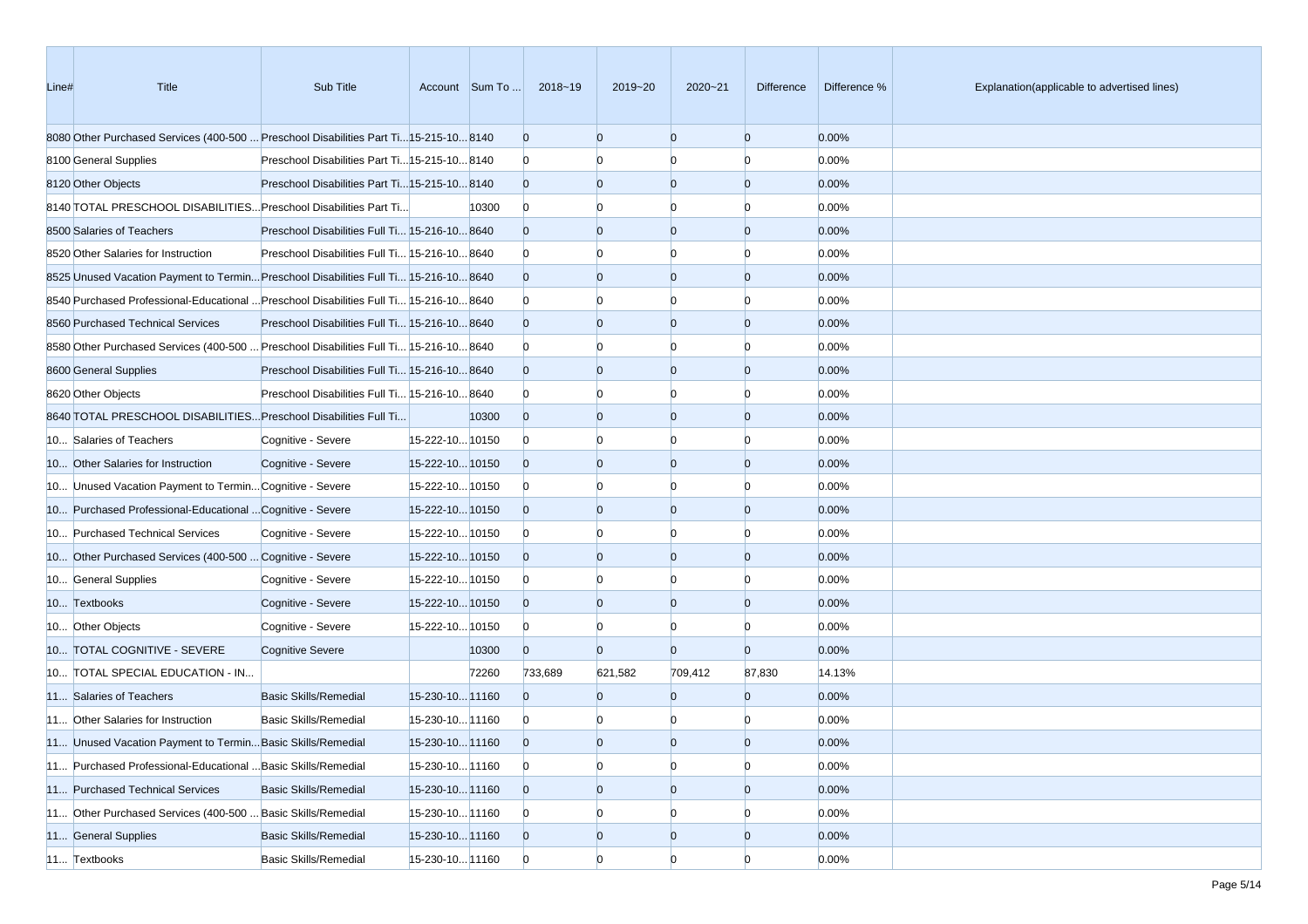| Line# | Title | Sub Title | Account | Sum To ... | 2018~19 | 2019~20 | 2020~21 | Difference | Difference % | Explanation(applicable to advertised lines) |
|---|---|---|---|---|---|---|---|---|---|---|
| 8080 | Other Purchased Services (400-500 ... | Preschool Disabilities Part Ti... | 15-215-10... | 8140 | 0 | 0 | 0 | 0 | 0.00% | |
| 8100 | General Supplies | Preschool Disabilities Part Ti... | 15-215-10... | 8140 | 0 | 0 | 0 | 0 | 0.00% | |
| 8120 | Other Objects | Preschool Disabilities Part Ti... | 15-215-10... | 8140 | 0 | 0 | 0 | 0 | 0.00% | |
| 8140 | TOTAL PRESCHOOL DISABILITIES... | Preschool Disabilities Part Ti... | | 10300 | 0 | 0 | 0 | 0 | 0.00% | |
| 8500 | Salaries of Teachers | Preschool Disabilities Full Ti... | 15-216-10... | 8640 | 0 | 0 | 0 | 0 | 0.00% | |
| 8520 | Other Salaries for Instruction | Preschool Disabilities Full Ti... | 15-216-10... | 8640 | 0 | 0 | 0 | 0 | 0.00% | |
| 8525 | Unused Vacation Payment to Termin... | Preschool Disabilities Full Ti... | 15-216-10... | 8640 | 0 | 0 | 0 | 0 | 0.00% | |
| 8540 | Purchased Professional-Educational ... | Preschool Disabilities Full Ti... | 15-216-10... | 8640 | 0 | 0 | 0 | 0 | 0.00% | |
| 8560 | Purchased Technical Services | Preschool Disabilities Full Ti... | 15-216-10... | 8640 | 0 | 0 | 0 | 0 | 0.00% | |
| 8580 | Other Purchased Services (400-500 ... | Preschool Disabilities Full Ti... | 15-216-10... | 8640 | 0 | 0 | 0 | 0 | 0.00% | |
| 8600 | General Supplies | Preschool Disabilities Full Ti... | 15-216-10... | 8640 | 0 | 0 | 0 | 0 | 0.00% | |
| 8620 | Other Objects | Preschool Disabilities Full Ti... | 15-216-10... | 8640 | 0 | 0 | 0 | 0 | 0.00% | |
| 8640 | TOTAL PRESCHOOL DISABILITIES... | Preschool Disabilities Full Ti... | | 10300 | 0 | 0 | 0 | 0 | 0.00% | |
| 10... | Salaries of Teachers | Cognitive - Severe | 15-222-10... | 10150 | 0 | 0 | 0 | 0 | 0.00% | |
| 10... | Other Salaries for Instruction | Cognitive - Severe | 15-222-10... | 10150 | 0 | 0 | 0 | 0 | 0.00% | |
| 10... | Unused Vacation Payment to Termin... | Cognitive - Severe | 15-222-10... | 10150 | 0 | 0 | 0 | 0 | 0.00% | |
| 10... | Purchased Professional-Educational ... | Cognitive - Severe | 15-222-10... | 10150 | 0 | 0 | 0 | 0 | 0.00% | |
| 10... | Purchased Technical Services | Cognitive - Severe | 15-222-10... | 10150 | 0 | 0 | 0 | 0 | 0.00% | |
| 10... | Other Purchased Services (400-500 ... | Cognitive - Severe | 15-222-10... | 10150 | 0 | 0 | 0 | 0 | 0.00% | |
| 10... | General Supplies | Cognitive - Severe | 15-222-10... | 10150 | 0 | 0 | 0 | 0 | 0.00% | |
| 10... | Textbooks | Cognitive - Severe | 15-222-10... | 10150 | 0 | 0 | 0 | 0 | 0.00% | |
| 10... | Other Objects | Cognitive - Severe | 15-222-10... | 10150 | 0 | 0 | 0 | 0 | 0.00% | |
| 10... | TOTAL COGNITIVE - SEVERE | Cognitive Severe | | 10300 | 0 | 0 | 0 | 0 | 0.00% | |
| 10... | TOTAL SPECIAL EDUCATION - IN... | | | 72260 | 733,689 | 621,582 | 709,412 | 87,830 | 14.13% | |
| 11... | Salaries of Teachers | Basic Skills/Remedial | 15-230-10... | 11160 | 0 | 0 | 0 | 0 | 0.00% | |
| 11... | Other Salaries for Instruction | Basic Skills/Remedial | 15-230-10... | 11160 | 0 | 0 | 0 | 0 | 0.00% | |
| 11... | Unused Vacation Payment to Termin... | Basic Skills/Remedial | 15-230-10... | 11160 | 0 | 0 | 0 | 0 | 0.00% | |
| 11... | Purchased Professional-Educational ... | Basic Skills/Remedial | 15-230-10... | 11160 | 0 | 0 | 0 | 0 | 0.00% | |
| 11... | Purchased Technical Services | Basic Skills/Remedial | 15-230-10... | 11160 | 0 | 0 | 0 | 0 | 0.00% | |
| 11... | Other Purchased Services (400-500 ... | Basic Skills/Remedial | 15-230-10... | 11160 | 0 | 0 | 0 | 0 | 0.00% | |
| 11... | General Supplies | Basic Skills/Remedial | 15-230-10... | 11160 | 0 | 0 | 0 | 0 | 0.00% | |
| 11... | Textbooks | Basic Skills/Remedial | 15-230-10... | 11160 | 0 | 0 | 0 | 0 | 0.00% | |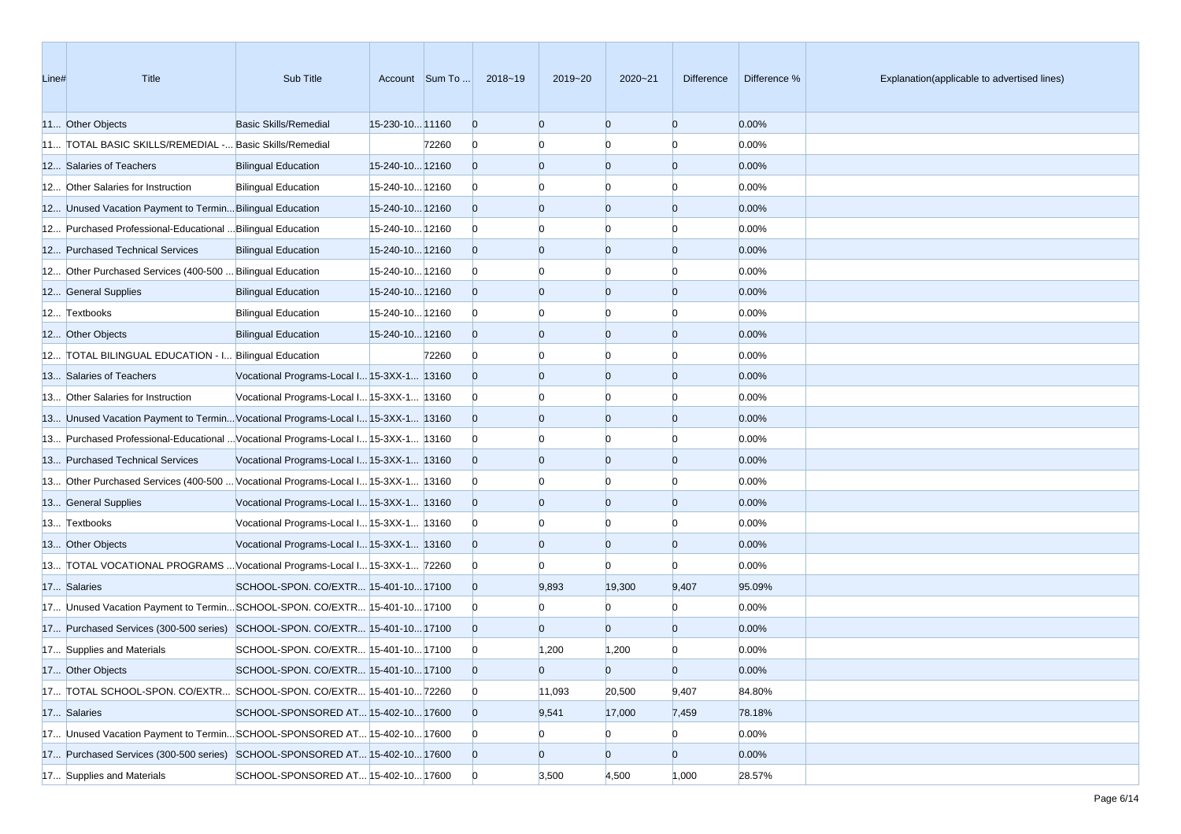| Line# | Title | Sub Title | Account | Sum To ... | 2018~19 | 2019~20 | 2020~21 | Difference | Difference % | Explanation(applicable to advertised lines) |
|---|---|---|---|---|---|---|---|---|---|---|
| 11... | Other Objects | Basic Skills/Remedial | 15-230-10... | 11160 | 0 | 0 | 0 | 0 | 0.00% | |
| 11... | TOTAL BASIC SKILLS/REMEDIAL -... | Basic Skills/Remedial | | 72260 | 0 | 0 | 0 | 0 | 0.00% | |
| 12... | Salaries of Teachers | Bilingual Education | 15-240-10... | 12160 | 0 | 0 | 0 | 0 | 0.00% | |
| 12... | Other Salaries for Instruction | Bilingual Education | 15-240-10... | 12160 | 0 | 0 | 0 | 0 | 0.00% | |
| 12... | Unused Vacation Payment to Termin... | Bilingual Education | 15-240-10... | 12160 | 0 | 0 | 0 | 0 | 0.00% | |
| 12... | Purchased Professional-Educational ... | Bilingual Education | 15-240-10... | 12160 | 0 | 0 | 0 | 0 | 0.00% | |
| 12... | Purchased Technical Services | Bilingual Education | 15-240-10... | 12160 | 0 | 0 | 0 | 0 | 0.00% | |
| 12... | Other Purchased Services (400-500 ... | Bilingual Education | 15-240-10... | 12160 | 0 | 0 | 0 | 0 | 0.00% | |
| 12... | General Supplies | Bilingual Education | 15-240-10... | 12160 | 0 | 0 | 0 | 0 | 0.00% | |
| 12... | Textbooks | Bilingual Education | 15-240-10... | 12160 | 0 | 0 | 0 | 0 | 0.00% | |
| 12... | Other Objects | Bilingual Education | 15-240-10... | 12160 | 0 | 0 | 0 | 0 | 0.00% | |
| 12... | TOTAL BILINGUAL EDUCATION - I... | Bilingual Education | | 72260 | 0 | 0 | 0 | 0 | 0.00% | |
| 13... | Salaries of Teachers | Vocational Programs-Local I... | 15-3XX-1... | 13160 | 0 | 0 | 0 | 0 | 0.00% | |
| 13... | Other Salaries for Instruction | Vocational Programs-Local I... | 15-3XX-1... | 13160 | 0 | 0 | 0 | 0 | 0.00% | |
| 13... | Unused Vacation Payment to Termin... | Vocational Programs-Local I... | 15-3XX-1... | 13160 | 0 | 0 | 0 | 0 | 0.00% | |
| 13... | Purchased Professional-Educational ... | Vocational Programs-Local I... | 15-3XX-1... | 13160 | 0 | 0 | 0 | 0 | 0.00% | |
| 13... | Purchased Technical Services | Vocational Programs-Local I... | 15-3XX-1... | 13160 | 0 | 0 | 0 | 0 | 0.00% | |
| 13... | Other Purchased Services (400-500 ... | Vocational Programs-Local I... | 15-3XX-1... | 13160 | 0 | 0 | 0 | 0 | 0.00% | |
| 13... | General Supplies | Vocational Programs-Local I... | 15-3XX-1... | 13160 | 0 | 0 | 0 | 0 | 0.00% | |
| 13... | Textbooks | Vocational Programs-Local I... | 15-3XX-1... | 13160 | 0 | 0 | 0 | 0 | 0.00% | |
| 13... | Other Objects | Vocational Programs-Local I... | 15-3XX-1... | 13160 | 0 | 0 | 0 | 0 | 0.00% | |
| 13... | TOTAL VOCATIONAL PROGRAMS ... | Vocational Programs-Local I... | 15-3XX-1... | 72260 | 0 | 0 | 0 | 0 | 0.00% | |
| 17... | Salaries | SCHOOL-SPON. CO/EXTR... | 15-401-10... | 17100 | 0 | 9,893 | 19,300 | 9,407 | 95.09% | |
| 17... | Unused Vacation Payment to Termin... | SCHOOL-SPON. CO/EXTR... | 15-401-10... | 17100 | 0 | 0 | 0 | 0 | 0.00% | |
| 17... | Purchased Services (300-500 series) | SCHOOL-SPON. CO/EXTR... | 15-401-10... | 17100 | 0 | 0 | 0 | 0 | 0.00% | |
| 17... | Supplies and Materials | SCHOOL-SPON. CO/EXTR... | 15-401-10... | 17100 | 0 | 1,200 | 1,200 | 0 | 0.00% | |
| 17... | Other Objects | SCHOOL-SPON. CO/EXTR... | 15-401-10... | 17100 | 0 | 0 | 0 | 0 | 0.00% | |
| 17... | TOTAL SCHOOL-SPON. CO/EXTR... | SCHOOL-SPON. CO/EXTR... | 15-401-10... | 72260 | 0 | 11,093 | 20,500 | 9,407 | 84.80% | |
| 17... | Salaries | SCHOOL-SPONSORED AT... | 15-402-10... | 17600 | 0 | 9,541 | 17,000 | 7,459 | 78.18% | |
| 17... | Unused Vacation Payment to Termin... | SCHOOL-SPONSORED AT... | 15-402-10... | 17600 | 0 | 0 | 0 | 0 | 0.00% | |
| 17... | Purchased Services (300-500 series) | SCHOOL-SPONSORED AT... | 15-402-10... | 17600 | 0 | 0 | 0 | 0 | 0.00% | |
| 17... | Supplies and Materials | SCHOOL-SPONSORED AT... | 15-402-10... | 17600 | 0 | 3,500 | 4,500 | 1,000 | 28.57% | |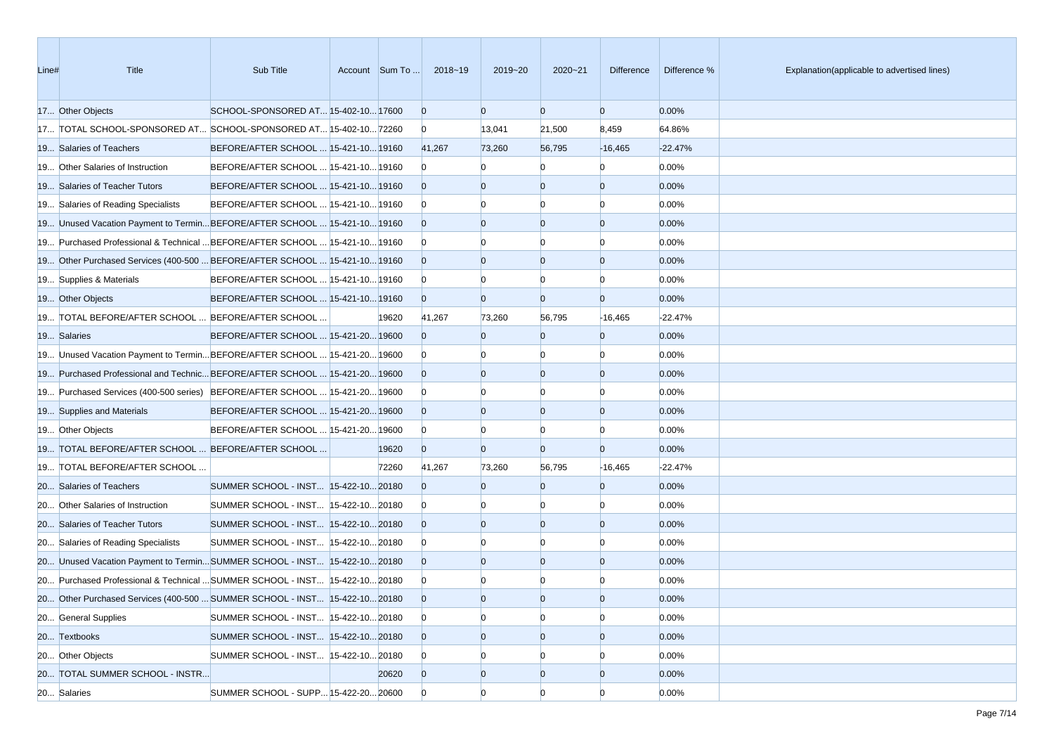| Line# | Title | Sub Title | Account | Sum To ... | 2018~19 | 2019~20 | 2020~21 | Difference | Difference % | Explanation(applicable to advertised lines) |
|---|---|---|---|---|---|---|---|---|---|---|
| 17... | Other Objects | SCHOOL-SPONSORED AT... | 15-402-10... | 17600 | 0 | 0 | 0 | 0 | 0.00% | |
| 17... | TOTAL SCHOOL-SPONSORED AT... | SCHOOL-SPONSORED AT... | 15-402-10... | 72260 | 0 | 13,041 | 21,500 | 8,459 | 64.86% | |
| 19... | Salaries of Teachers | BEFORE/AFTER SCHOOL ... | 15-421-10... | 19160 | 41,267 | 73,260 | 56,795 | -16,465 | -22.47% | |
| 19... | Other Salaries of Instruction | BEFORE/AFTER SCHOOL ... | 15-421-10... | 19160 | 0 | 0 | 0 | 0 | 0.00% | |
| 19... | Salaries of Teacher Tutors | BEFORE/AFTER SCHOOL ... | 15-421-10... | 19160 | 0 | 0 | 0 | 0 | 0.00% | |
| 19... | Salaries of Reading Specialists | BEFORE/AFTER SCHOOL ... | 15-421-10... | 19160 | 0 | 0 | 0 | 0 | 0.00% | |
| 19... | Unused Vacation Payment to Termin... | BEFORE/AFTER SCHOOL ... | 15-421-10... | 19160 | 0 | 0 | 0 | 0 | 0.00% | |
| 19... | Purchased Professional & Technical ... | BEFORE/AFTER SCHOOL ... | 15-421-10... | 19160 | 0 | 0 | 0 | 0 | 0.00% | |
| 19... | Other Purchased Services (400-500 ... | BEFORE/AFTER SCHOOL ... | 15-421-10... | 19160 | 0 | 0 | 0 | 0 | 0.00% | |
| 19... | Supplies & Materials | BEFORE/AFTER SCHOOL ... | 15-421-10... | 19160 | 0 | 0 | 0 | 0 | 0.00% | |
| 19... | Other Objects | BEFORE/AFTER SCHOOL ... | 15-421-10... | 19160 | 0 | 0 | 0 | 0 | 0.00% | |
| 19... | TOTAL BEFORE/AFTER SCHOOL ... | BEFORE/AFTER SCHOOL ... | | 19620 | 41,267 | 73,260 | 56,795 | -16,465 | -22.47% | |
| 19... | Salaries | BEFORE/AFTER SCHOOL ... | 15-421-20... | 19600 | 0 | 0 | 0 | 0 | 0.00% | |
| 19... | Unused Vacation Payment to Termin... | BEFORE/AFTER SCHOOL ... | 15-421-20... | 19600 | 0 | 0 | 0 | 0 | 0.00% | |
| 19... | Purchased Professional and Technic... | BEFORE/AFTER SCHOOL ... | 15-421-20... | 19600 | 0 | 0 | 0 | 0 | 0.00% | |
| 19... | Purchased Services (400-500 series) | BEFORE/AFTER SCHOOL ... | 15-421-20... | 19600 | 0 | 0 | 0 | 0 | 0.00% | |
| 19... | Supplies and Materials | BEFORE/AFTER SCHOOL ... | 15-421-20... | 19600 | 0 | 0 | 0 | 0 | 0.00% | |
| 19... | Other Objects | BEFORE/AFTER SCHOOL ... | 15-421-20... | 19600 | 0 | 0 | 0 | 0 | 0.00% | |
| 19... | TOTAL BEFORE/AFTER SCHOOL ... | BEFORE/AFTER SCHOOL ... | | 19620 | 0 | 0 | 0 | 0 | 0.00% | |
| 19... | TOTAL BEFORE/AFTER SCHOOL ... | | | 72260 | 41,267 | 73,260 | 56,795 | -16,465 | -22.47% | |
| 20... | Salaries of Teachers | SUMMER SCHOOL - INST... | 15-422-10... | 20180 | 0 | 0 | 0 | 0 | 0.00% | |
| 20... | Other Salaries of Instruction | SUMMER SCHOOL - INST... | 15-422-10... | 20180 | 0 | 0 | 0 | 0 | 0.00% | |
| 20... | Salaries of Teacher Tutors | SUMMER SCHOOL - INST... | 15-422-10... | 20180 | 0 | 0 | 0 | 0 | 0.00% | |
| 20... | Salaries of Reading Specialists | SUMMER SCHOOL - INST... | 15-422-10... | 20180 | 0 | 0 | 0 | 0 | 0.00% | |
| 20... | Unused Vacation Payment to Termin... | SUMMER SCHOOL - INST... | 15-422-10... | 20180 | 0 | 0 | 0 | 0 | 0.00% | |
| 20... | Purchased Professional & Technical ... | SUMMER SCHOOL - INST... | 15-422-10... | 20180 | 0 | 0 | 0 | 0 | 0.00% | |
| 20... | Other Purchased Services (400-500 ... | SUMMER SCHOOL - INST... | 15-422-10... | 20180 | 0 | 0 | 0 | 0 | 0.00% | |
| 20... | General Supplies | SUMMER SCHOOL - INST... | 15-422-10... | 20180 | 0 | 0 | 0 | 0 | 0.00% | |
| 20... | Textbooks | SUMMER SCHOOL - INST... | 15-422-10... | 20180 | 0 | 0 | 0 | 0 | 0.00% | |
| 20... | Other Objects | SUMMER SCHOOL - INST... | 15-422-10... | 20180 | 0 | 0 | 0 | 0 | 0.00% | |
| 20... | TOTAL SUMMER SCHOOL - INSTR... | | | 20620 | 0 | 0 | 0 | 0 | 0.00% | |
| 20... | Salaries | SUMMER SCHOOL - SUPP... | 15-422-20... | 20600 | 0 | 0 | 0 | 0 | 0.00% | |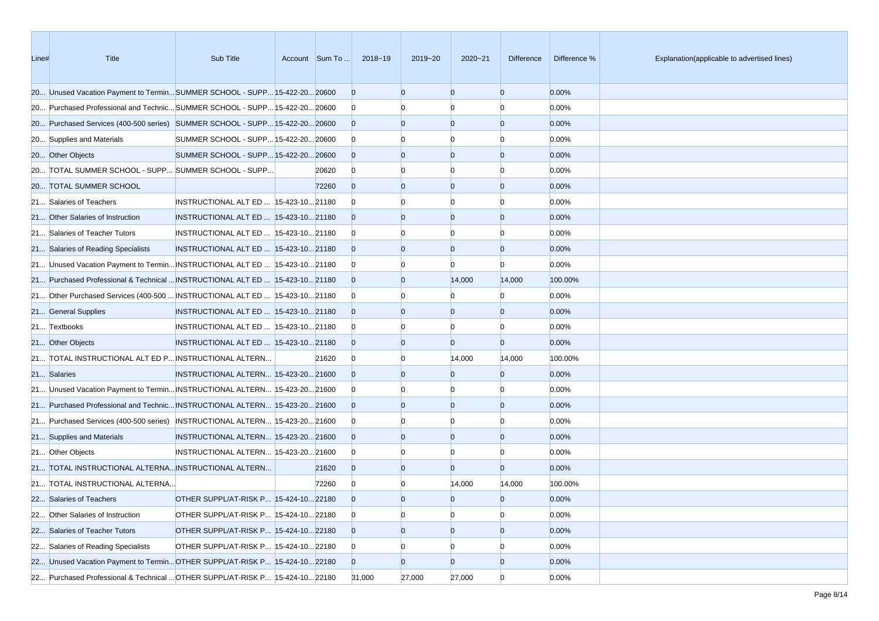| Line# | Title | Sub Title | Account | Sum To ... | 2018~19 | 2019~20 | 2020~21 | Difference | Difference % | Explanation(applicable to advertised lines) |
|---|---|---|---|---|---|---|---|---|---|---|
| 20... | Unused Vacation Payment to Termin... | SUMMER SCHOOL - SUPP... | 15-422-20... | 20600 | 0 | 0 | 0 | 0 | 0.00% | |
| 20... | Purchased Professional and Technic... | SUMMER SCHOOL - SUPP... | 15-422-20... | 20600 | 0 | 0 | 0 | 0 | 0.00% | |
| 20... | Purchased Services (400-500 series) | SUMMER SCHOOL - SUPP... | 15-422-20... | 20600 | 0 | 0 | 0 | 0 | 0.00% | |
| 20... | Supplies and Materials | SUMMER SCHOOL - SUPP... | 15-422-20... | 20600 | 0 | 0 | 0 | 0 | 0.00% | |
| 20... | Other Objects | SUMMER SCHOOL - SUPP... | 15-422-20... | 20600 | 0 | 0 | 0 | 0 | 0.00% | |
| 20... | TOTAL SUMMER SCHOOL - SUPP... | SUMMER SCHOOL - SUPP... | | 20620 | 0 | 0 | 0 | 0 | 0.00% | |
| 20... | TOTAL SUMMER SCHOOL | | | 72260 | 0 | 0 | 0 | 0 | 0.00% | |
| 21... | Salaries of Teachers | INSTRUCTIONAL ALT ED ... | 15-423-10... | 21180 | 0 | 0 | 0 | 0 | 0.00% | |
| 21... | Other Salaries of Instruction | INSTRUCTIONAL ALT ED ... | 15-423-10... | 21180 | 0 | 0 | 0 | 0 | 0.00% | |
| 21... | Salaries of Teacher Tutors | INSTRUCTIONAL ALT ED ... | 15-423-10... | 21180 | 0 | 0 | 0 | 0 | 0.00% | |
| 21... | Salaries of Reading Specialists | INSTRUCTIONAL ALT ED ... | 15-423-10... | 21180 | 0 | 0 | 0 | 0 | 0.00% | |
| 21... | Unused Vacation Payment to Termin... | INSTRUCTIONAL ALT ED ... | 15-423-10... | 21180 | 0 | 0 | 0 | 0 | 0.00% | |
| 21... | Purchased Professional & Technical ... | INSTRUCTIONAL ALT ED ... | 15-423-10... | 21180 | 0 | 0 | 14,000 | 14,000 | 100.00% | |
| 21... | Other Purchased Services (400-500 ... | INSTRUCTIONAL ALT ED ... | 15-423-10... | 21180 | 0 | 0 | 0 | 0 | 0.00% | |
| 21... | General Supplies | INSTRUCTIONAL ALT ED ... | 15-423-10... | 21180 | 0 | 0 | 0 | 0 | 0.00% | |
| 21... | Textbooks | INSTRUCTIONAL ALT ED ... | 15-423-10... | 21180 | 0 | 0 | 0 | 0 | 0.00% | |
| 21... | Other Objects | INSTRUCTIONAL ALT ED ... | 15-423-10... | 21180 | 0 | 0 | 0 | 0 | 0.00% | |
| 21... | TOTAL INSTRUCTIONAL ALT ED P... | INSTRUCTIONAL ALTERN... | | 21620 | 0 | 0 | 14,000 | 14,000 | 100.00% | |
| 21... | Salaries | INSTRUCTIONAL ALTERN... | 15-423-20... | 21600 | 0 | 0 | 0 | 0 | 0.00% | |
| 21... | Unused Vacation Payment to Termin... | INSTRUCTIONAL ALTERN... | 15-423-20... | 21600 | 0 | 0 | 0 | 0 | 0.00% | |
| 21... | Purchased Professional and Technic... | INSTRUCTIONAL ALTERN... | 15-423-20... | 21600 | 0 | 0 | 0 | 0 | 0.00% | |
| 21... | Purchased Services (400-500 series) | INSTRUCTIONAL ALTERN... | 15-423-20... | 21600 | 0 | 0 | 0 | 0 | 0.00% | |
| 21... | Supplies and Materials | INSTRUCTIONAL ALTERN... | 15-423-20... | 21600 | 0 | 0 | 0 | 0 | 0.00% | |
| 21... | Other Objects | INSTRUCTIONAL ALTERN... | 15-423-20... | 21600 | 0 | 0 | 0 | 0 | 0.00% | |
| 21... | TOTAL INSTRUCTIONAL ALTERNA... | INSTRUCTIONAL ALTERN... | | 21620 | 0 | 0 | 0 | 0 | 0.00% | |
| 21... | TOTAL INSTRUCTIONAL ALTERNA... | | | 72260 | 0 | 0 | 14,000 | 14,000 | 100.00% | |
| 22... | Salaries of Teachers | OTHER SUPPL/AT-RISK P... | 15-424-10... | 22180 | 0 | 0 | 0 | 0 | 0.00% | |
| 22... | Other Salaries of Instruction | OTHER SUPPL/AT-RISK P... | 15-424-10... | 22180 | 0 | 0 | 0 | 0 | 0.00% | |
| 22... | Salaries of Teacher Tutors | OTHER SUPPL/AT-RISK P... | 15-424-10... | 22180 | 0 | 0 | 0 | 0 | 0.00% | |
| 22... | Salaries of Reading Specialists | OTHER SUPPL/AT-RISK P... | 15-424-10... | 22180 | 0 | 0 | 0 | 0 | 0.00% | |
| 22... | Unused Vacation Payment to Termin... | OTHER SUPPL/AT-RISK P... | 15-424-10... | 22180 | 0 | 0 | 0 | 0 | 0.00% | |
| 22... | Purchased Professional & Technical ... | OTHER SUPPL/AT-RISK P... | 15-424-10... | 22180 | 31,000 | 27,000 | 27,000 | 0 | 0.00% | |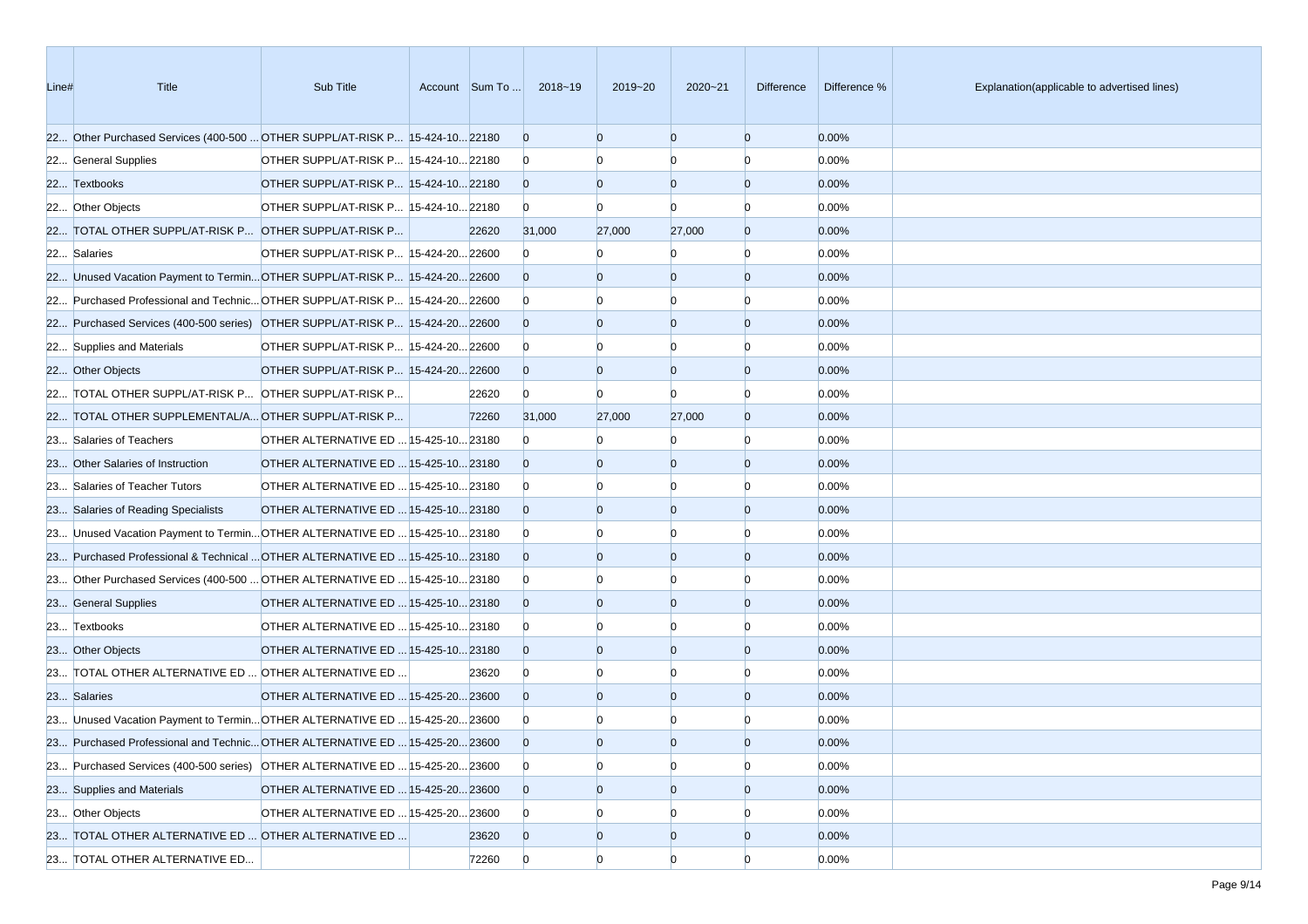| Line# | Title | Sub Title | Account | Sum To ... | 2018~19 | 2019~20 | 2020~21 | Difference | Difference % | Explanation(applicable to advertised lines) |
|---|---|---|---|---|---|---|---|---|---|---|
| 22... | Other Purchased Services (400-500 ... | OTHER SUPPL/AT-RISK P... | 15-424-10... | 22180 | 0 | 0 | 0 | 0 | 0.00% | |
| 22... | General Supplies | OTHER SUPPL/AT-RISK P... | 15-424-10... | 22180 | 0 | 0 | 0 | 0 | 0.00% | |
| 22... | Textbooks | OTHER SUPPL/AT-RISK P... | 15-424-10... | 22180 | 0 | 0 | 0 | 0 | 0.00% | |
| 22... | Other Objects | OTHER SUPPL/AT-RISK P... | 15-424-10... | 22180 | 0 | 0 | 0 | 0 | 0.00% | |
| 22... | TOTAL OTHER SUPPL/AT-RISK P... | OTHER SUPPL/AT-RISK P... | | 22620 | 31,000 | 27,000 | 27,000 | 0 | 0.00% | |
| 22... | Salaries | OTHER SUPPL/AT-RISK P... | 15-424-20... | 22600 | 0 | 0 | 0 | 0 | 0.00% | |
| 22... | Unused Vacation Payment to Termin... | OTHER SUPPL/AT-RISK P... | 15-424-20... | 22600 | 0 | 0 | 0 | 0 | 0.00% | |
| 22... | Purchased Professional and Technic... | OTHER SUPPL/AT-RISK P... | 15-424-20... | 22600 | 0 | 0 | 0 | 0 | 0.00% | |
| 22... | Purchased Services (400-500 series) | OTHER SUPPL/AT-RISK P... | 15-424-20... | 22600 | 0 | 0 | 0 | 0 | 0.00% | |
| 22... | Supplies and Materials | OTHER SUPPL/AT-RISK P... | 15-424-20... | 22600 | 0 | 0 | 0 | 0 | 0.00% | |
| 22... | Other Objects | OTHER SUPPL/AT-RISK P... | 15-424-20... | 22600 | 0 | 0 | 0 | 0 | 0.00% | |
| 22... | TOTAL OTHER SUPPL/AT-RISK P... | OTHER SUPPL/AT-RISK P... | | 22620 | 0 | 0 | 0 | 0 | 0.00% | |
| 22... | TOTAL OTHER SUPPLEMENTAL/A... | OTHER SUPPL/AT-RISK P... | | 72260 | 31,000 | 27,000 | 27,000 | 0 | 0.00% | |
| 23... | Salaries of Teachers | OTHER ALTERNATIVE ED ... | 15-425-10... | 23180 | 0 | 0 | 0 | 0 | 0.00% | |
| 23... | Other Salaries of Instruction | OTHER ALTERNATIVE ED ... | 15-425-10... | 23180 | 0 | 0 | 0 | 0 | 0.00% | |
| 23... | Salaries of Teacher Tutors | OTHER ALTERNATIVE ED ... | 15-425-10... | 23180 | 0 | 0 | 0 | 0 | 0.00% | |
| 23... | Salaries of Reading Specialists | OTHER ALTERNATIVE ED ... | 15-425-10... | 23180 | 0 | 0 | 0 | 0 | 0.00% | |
| 23... | Unused Vacation Payment to Termin... | OTHER ALTERNATIVE ED ... | 15-425-10... | 23180 | 0 | 0 | 0 | 0 | 0.00% | |
| 23... | Purchased Professional & Technical ... | OTHER ALTERNATIVE ED ... | 15-425-10... | 23180 | 0 | 0 | 0 | 0 | 0.00% | |
| 23... | Other Purchased Services (400-500 ... | OTHER ALTERNATIVE ED ... | 15-425-10... | 23180 | 0 | 0 | 0 | 0 | 0.00% | |
| 23... | General Supplies | OTHER ALTERNATIVE ED ... | 15-425-10... | 23180 | 0 | 0 | 0 | 0 | 0.00% | |
| 23... | Textbooks | OTHER ALTERNATIVE ED ... | 15-425-10... | 23180 | 0 | 0 | 0 | 0 | 0.00% | |
| 23... | Other Objects | OTHER ALTERNATIVE ED ... | 15-425-10... | 23180 | 0 | 0 | 0 | 0 | 0.00% | |
| 23... | TOTAL OTHER ALTERNATIVE ED ... | OTHER ALTERNATIVE ED ... | | 23620 | 0 | 0 | 0 | 0 | 0.00% | |
| 23... | Salaries | OTHER ALTERNATIVE ED ... | 15-425-20... | 23600 | 0 | 0 | 0 | 0 | 0.00% | |
| 23... | Unused Vacation Payment to Termin... | OTHER ALTERNATIVE ED ... | 15-425-20... | 23600 | 0 | 0 | 0 | 0 | 0.00% | |
| 23... | Purchased Professional and Technic... | OTHER ALTERNATIVE ED ... | 15-425-20... | 23600 | 0 | 0 | 0 | 0 | 0.00% | |
| 23... | Purchased Services (400-500 series) | OTHER ALTERNATIVE ED ... | 15-425-20... | 23600 | 0 | 0 | 0 | 0 | 0.00% | |
| 23... | Supplies and Materials | OTHER ALTERNATIVE ED ... | 15-425-20... | 23600 | 0 | 0 | 0 | 0 | 0.00% | |
| 23... | Other Objects | OTHER ALTERNATIVE ED ... | 15-425-20... | 23600 | 0 | 0 | 0 | 0 | 0.00% | |
| 23... | TOTAL OTHER ALTERNATIVE ED ... | OTHER ALTERNATIVE ED ... | | 23620 | 0 | 0 | 0 | 0 | 0.00% | |
| 23... | TOTAL OTHER ALTERNATIVE ED... | | | 72260 | 0 | 0 | 0 | 0 | 0.00% | |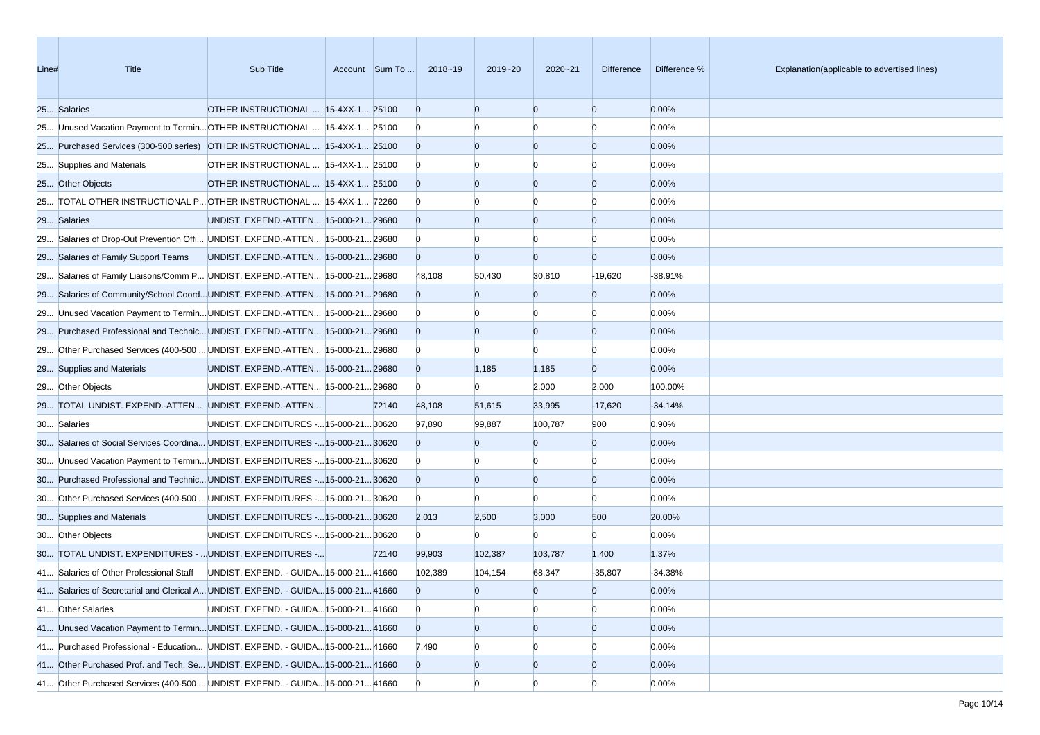| Line# | Title | Sub Title | Account | Sum To ... | 2018~19 | 2019~20 | 2020~21 | Difference | Difference % | Explanation(applicable to advertised lines) |
|---|---|---|---|---|---|---|---|---|---|---|
| 25... | Salaries | OTHER INSTRUCTIONAL ... | 15-4XX-1... | 25100 | 0 | 0 | 0 | 0 | 0.00% | |
| 25... | Unused Vacation Payment to Termin... | OTHER INSTRUCTIONAL ... | 15-4XX-1... | 25100 | 0 | 0 | 0 | 0 | 0.00% | |
| 25... | Purchased Services (300-500 series) | OTHER INSTRUCTIONAL ... | 15-4XX-1... | 25100 | 0 | 0 | 0 | 0 | 0.00% | |
| 25... | Supplies and Materials | OTHER INSTRUCTIONAL ... | 15-4XX-1... | 25100 | 0 | 0 | 0 | 0 | 0.00% | |
| 25... | Other Objects | OTHER INSTRUCTIONAL ... | 15-4XX-1... | 25100 | 0 | 0 | 0 | 0 | 0.00% | |
| 25... | TOTAL OTHER INSTRUCTIONAL P... | OTHER INSTRUCTIONAL ... | 15-4XX-1... | 72260 | 0 | 0 | 0 | 0 | 0.00% | |
| 29... | Salaries | UNDIST. EXPEND.-ATTEN... | 15-000-21... | 29680 | 0 | 0 | 0 | 0 | 0.00% | |
| 29... | Salaries of Drop-Out Prevention Offi... | UNDIST. EXPEND.-ATTEN... | 15-000-21... | 29680 | 0 | 0 | 0 | 0 | 0.00% | |
| 29... | Salaries of Family Support Teams | UNDIST. EXPEND.-ATTEN... | 15-000-21... | 29680 | 0 | 0 | 0 | 0 | 0.00% | |
| 29... | Salaries of Family Liaisons/Comm P... | UNDIST. EXPEND.-ATTEN... | 15-000-21... | 29680 | 48,108 | 50,430 | 30,810 | -19,620 | -38.91% | |
| 29... | Salaries of Community/School Coord... | UNDIST. EXPEND.-ATTEN... | 15-000-21... | 29680 | 0 | 0 | 0 | 0 | 0.00% | |
| 29... | Unused Vacation Payment to Termin... | UNDIST. EXPEND.-ATTEN... | 15-000-21... | 29680 | 0 | 0 | 0 | 0 | 0.00% | |
| 29... | Purchased Professional and Technic... | UNDIST. EXPEND.-ATTEN... | 15-000-21... | 29680 | 0 | 0 | 0 | 0 | 0.00% | |
| 29... | Other Purchased Services (400-500 ... | UNDIST. EXPEND.-ATTEN... | 15-000-21... | 29680 | 0 | 0 | 0 | 0 | 0.00% | |
| 29... | Supplies and Materials | UNDIST. EXPEND.-ATTEN... | 15-000-21... | 29680 | 0 | 1,185 | 1,185 | 0 | 0.00% | |
| 29... | Other Objects | UNDIST. EXPEND.-ATTEN... | 15-000-21... | 29680 | 0 | 0 | 2,000 | 2,000 | 100.00% | |
| 29... | TOTAL UNDIST. EXPEND.-ATTEN... | UNDIST. EXPEND.-ATTEN... | | 72140 | 48,108 | 51,615 | 33,995 | -17,620 | -34.14% | |
| 30... | Salaries | UNDIST. EXPENDITURES -... | 15-000-21... | 30620 | 97,890 | 99,887 | 100,787 | 900 | 0.90% | |
| 30... | Salaries of Social Services Coordina... | UNDIST. EXPENDITURES -... | 15-000-21... | 30620 | 0 | 0 | 0 | 0 | 0.00% | |
| 30... | Unused Vacation Payment to Termin... | UNDIST. EXPENDITURES -... | 15-000-21... | 30620 | 0 | 0 | 0 | 0 | 0.00% | |
| 30... | Purchased Professional and Technic... | UNDIST. EXPENDITURES -... | 15-000-21... | 30620 | 0 | 0 | 0 | 0 | 0.00% | |
| 30... | Other Purchased Services (400-500 ... | UNDIST. EXPENDITURES -... | 15-000-21... | 30620 | 0 | 0 | 0 | 0 | 0.00% | |
| 30... | Supplies and Materials | UNDIST. EXPENDITURES -... | 15-000-21... | 30620 | 2,013 | 2,500 | 3,000 | 500 | 20.00% | |
| 30... | Other Objects | UNDIST. EXPENDITURES -... | 15-000-21... | 30620 | 0 | 0 | 0 | 0 | 0.00% | |
| 30... | TOTAL UNDIST. EXPENDITURES - ... | UNDIST. EXPENDITURES -... | | 72140 | 99,903 | 102,387 | 103,787 | 1,400 | 1.37% | |
| 41... | Salaries of Other Professional Staff | UNDIST. EXPEND. - GUIDA... | 15-000-21... | 41660 | 102,389 | 104,154 | 68,347 | -35,807 | -34.38% | |
| 41... | Salaries of Secretarial and Clerical A... | UNDIST. EXPEND. - GUIDA... | 15-000-21... | 41660 | 0 | 0 | 0 | 0 | 0.00% | |
| 41... | Other Salaries | UNDIST. EXPEND. - GUIDA... | 15-000-21... | 41660 | 0 | 0 | 0 | 0 | 0.00% | |
| 41... | Unused Vacation Payment to Termin... | UNDIST. EXPEND. - GUIDA... | 15-000-21... | 41660 | 0 | 0 | 0 | 0 | 0.00% | |
| 41... | Purchased Professional - Education... | UNDIST. EXPEND. - GUIDA... | 15-000-21... | 41660 | 7,490 | 0 | 0 | 0 | 0.00% | |
| 41... | Other Purchased Prof. and Tech. Se... | UNDIST. EXPEND. - GUIDA... | 15-000-21... | 41660 | 0 | 0 | 0 | 0 | 0.00% | |
| 41... | Other Purchased Services (400-500 ... | UNDIST. EXPEND. - GUIDA... | 15-000-21... | 41660 | 0 | 0 | 0 | 0 | 0.00% | |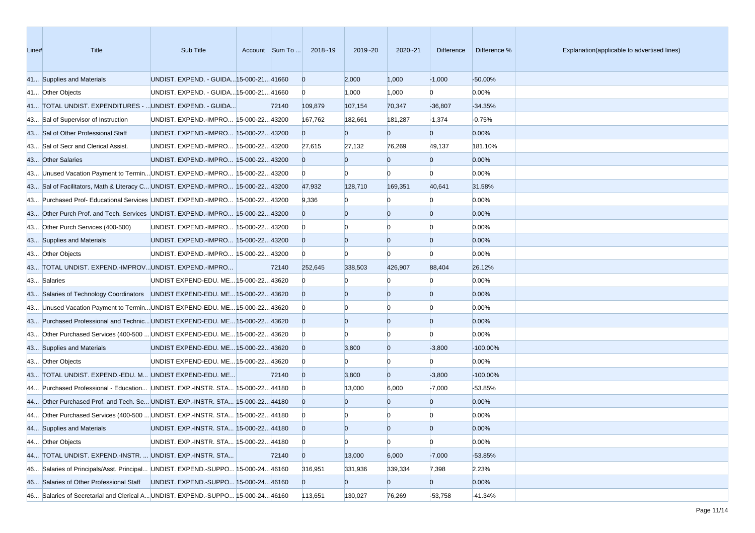| Line# | Title | Sub Title | Account | Sum To ... | 2018~19 | 2019~20 | 2020~21 | Difference | Difference % | Explanation(applicable to advertised lines) |
|---|---|---|---|---|---|---|---|---|---|---|
| 41... | Supplies and Materials | UNDIST. EXPEND. - GUIDA... | 15-000-21... | 41660 | 0 | 2,000 | 1,000 | -1,000 | -50.00% | |
| 41... | Other Objects | UNDIST. EXPEND. - GUIDA... | 15-000-21... | 41660 | 0 | 1,000 | 1,000 | 0 | 0.00% | |
| 41... | TOTAL UNDIST. EXPENDITURES - ... | UNDIST. EXPEND. - GUIDA... | | 72140 | 109,879 | 107,154 | 70,347 | -36,807 | -34.35% | |
| 43... | Sal of Supervisor of Instruction | UNDIST. EXPEND.-IMPRO... | 15-000-22... | 43200 | 167,762 | 182,661 | 181,287 | -1,374 | -0.75% | |
| 43... | Sal of Other Professional Staff | UNDIST. EXPEND.-IMPRO... | 15-000-22... | 43200 | 0 | 0 | 0 | 0 | 0.00% | |
| 43... | Sal of Secr and Clerical Assist. | UNDIST. EXPEND.-IMPRO... | 15-000-22... | 43200 | 27,615 | 27,132 | 76,269 | 49,137 | 181.10% | |
| 43... | Other Salaries | UNDIST. EXPEND.-IMPRO... | 15-000-22... | 43200 | 0 | 0 | 0 | 0 | 0.00% | |
| 43... | Unused Vacation Payment to Termin... | UNDIST. EXPEND.-IMPRO... | 15-000-22... | 43200 | 0 | 0 | 0 | 0 | 0.00% | |
| 43... | Sal of Facilitators, Math & Literacy C... | UNDIST. EXPEND.-IMPRO... | 15-000-22... | 43200 | 47,932 | 128,710 | 169,351 | 40,641 | 31.58% | |
| 43... | Purchased Prof- Educational Services | UNDIST. EXPEND.-IMPRO... | 15-000-22... | 43200 | 9,336 | 0 | 0 | 0 | 0.00% | |
| 43... | Other Purch Prof. and Tech. Services | UNDIST. EXPEND.-IMPRO... | 15-000-22... | 43200 | 0 | 0 | 0 | 0 | 0.00% | |
| 43... | Other Purch Services (400-500) | UNDIST. EXPEND.-IMPRO... | 15-000-22... | 43200 | 0 | 0 | 0 | 0 | 0.00% | |
| 43... | Supplies and Materials | UNDIST. EXPEND.-IMPRO... | 15-000-22... | 43200 | 0 | 0 | 0 | 0 | 0.00% | |
| 43... | Other Objects | UNDIST. EXPEND.-IMPRO... | 15-000-22... | 43200 | 0 | 0 | 0 | 0 | 0.00% | |
| 43... | TOTAL UNDIST. EXPEND.-IMPROV... | UNDIST. EXPEND.-IMPRO... | | 72140 | 252,645 | 338,503 | 426,907 | 88,404 | 26.12% | |
| 43... | Salaries | UNDIST EXPEND-EDU. ME... | 15-000-22... | 43620 | 0 | 0 | 0 | 0 | 0.00% | |
| 43... | Salaries of Technology Coordinators | UNDIST EXPEND-EDU. ME... | 15-000-22... | 43620 | 0 | 0 | 0 | 0 | 0.00% | |
| 43... | Unused Vacation Payment to Termin... | UNDIST EXPEND-EDU. ME... | 15-000-22... | 43620 | 0 | 0 | 0 | 0 | 0.00% | |
| 43... | Purchased Professional and Technic... | UNDIST EXPEND-EDU. ME... | 15-000-22... | 43620 | 0 | 0 | 0 | 0 | 0.00% | |
| 43... | Other Purchased Services (400-500 ... | UNDIST EXPEND-EDU. ME... | 15-000-22... | 43620 | 0 | 0 | 0 | 0 | 0.00% | |
| 43... | Supplies and Materials | UNDIST EXPEND-EDU. ME... | 15-000-22... | 43620 | 0 | 3,800 | 0 | -3,800 | -100.00% | |
| 43... | Other Objects | UNDIST EXPEND-EDU. ME... | 15-000-22... | 43620 | 0 | 0 | 0 | 0 | 0.00% | |
| 43... | TOTAL UNDIST. EXPEND.-EDU. M... | UNDIST EXPEND-EDU. ME... | | 72140 | 0 | 3,800 | 0 | -3,800 | -100.00% | |
| 44... | Purchased Professional - Education... | UNDIST. EXP.-INSTR. STA... | 15-000-22... | 44180 | 0 | 13,000 | 6,000 | -7,000 | -53.85% | |
| 44... | Other Purchased Prof. and Tech. Se... | UNDIST. EXP.-INSTR. STA... | 15-000-22... | 44180 | 0 | 0 | 0 | 0 | 0.00% | |
| 44... | Other Purchased Services (400-500 ... | UNDIST. EXP.-INSTR. STA... | 15-000-22... | 44180 | 0 | 0 | 0 | 0 | 0.00% | |
| 44... | Supplies and Materials | UNDIST. EXP.-INSTR. STA... | 15-000-22... | 44180 | 0 | 0 | 0 | 0 | 0.00% | |
| 44... | Other Objects | UNDIST. EXP.-INSTR. STA... | 15-000-22... | 44180 | 0 | 0 | 0 | 0 | 0.00% | |
| 44... | TOTAL UNDIST. EXPEND.-INSTR. ... | UNDIST. EXP.-INSTR. STA... | | 72140 | 0 | 13,000 | 6,000 | -7,000 | -53.85% | |
| 46... | Salaries of Principals/Asst. Principal... | UNDIST. EXPEND.-SUPPO... | 15-000-24... | 46160 | 316,951 | 331,936 | 339,334 | 7,398 | 2.23% | |
| 46... | Salaries of Other Professional Staff | UNDIST. EXPEND.-SUPPO... | 15-000-24... | 46160 | 0 | 0 | 0 | 0 | 0.00% | |
| 46... | Salaries of Secretarial and Clerical A... | UNDIST. EXPEND.-SUPPO... | 15-000-24... | 46160 | 113,651 | 130,027 | 76,269 | -53,758 | -41.34% | |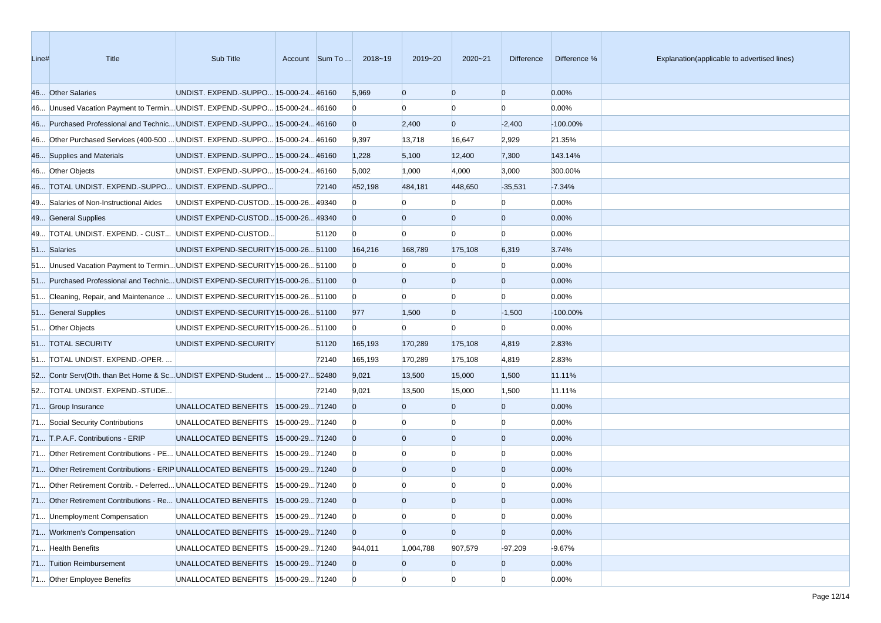| Line# | Title | Sub Title | Account | Sum To ... | 2018~19 | 2019~20 | 2020~21 | Difference | Difference % | Explanation(applicable to advertised lines) |
|---|---|---|---|---|---|---|---|---|---|---|
| 46... | Other Salaries | UNDIST. EXPEND.-SUPPO... | 15-000-24... | 46160 | 5,969 | 0 | 0 | 0 | 0.00% | |
| 46... | Unused Vacation Payment to Termin... | UNDIST. EXPEND.-SUPPO... | 15-000-24... | 46160 | 0 | 0 | 0 | 0 | 0.00% | |
| 46... | Purchased Professional and Technic... | UNDIST. EXPEND.-SUPPO... | 15-000-24... | 46160 | 0 | 2,400 | 0 | -2,400 | -100.00% | |
| 46... | Other Purchased Services (400-500 ... | UNDIST. EXPEND.-SUPPO... | 15-000-24... | 46160 | 9,397 | 13,718 | 16,647 | 2,929 | 21.35% | |
| 46... | Supplies and Materials | UNDIST. EXPEND.-SUPPO... | 15-000-24... | 46160 | 1,228 | 5,100 | 12,400 | 7,300 | 143.14% | |
| 46... | Other Objects | UNDIST. EXPEND.-SUPPO... | 15-000-24... | 46160 | 5,002 | 1,000 | 4,000 | 3,000 | 300.00% | |
| 46... | TOTAL UNDIST. EXPEND.-SUPPO... | UNDIST. EXPEND.-SUPPO... | | 72140 | 452,198 | 484,181 | 448,650 | -35,531 | -7.34% | |
| 49... | Salaries of Non-Instructional Aides | UNDIST EXPEND-CUSTOD... | 15-000-26... | 49340 | 0 | 0 | 0 | 0 | 0.00% | |
| 49... | General Supplies | UNDIST EXPEND-CUSTOD... | 15-000-26... | 49340 | 0 | 0 | 0 | 0 | 0.00% | |
| 49... | TOTAL UNDIST. EXPEND. - CUST... | UNDIST EXPEND-CUSTOD... | | 51120 | 0 | 0 | 0 | 0 | 0.00% | |
| 51... | Salaries | UNDIST EXPEND-SECURITY | 15-000-26... | 51100 | 164,216 | 168,789 | 175,108 | 6,319 | 3.74% | |
| 51... | Unused Vacation Payment to Termin... | UNDIST EXPEND-SECURITY | 15-000-26... | 51100 | 0 | 0 | 0 | 0 | 0.00% | |
| 51... | Purchased Professional and Technic... | UNDIST EXPEND-SECURITY | 15-000-26... | 51100 | 0 | 0 | 0 | 0 | 0.00% | |
| 51... | Cleaning, Repair, and Maintenance ... | UNDIST EXPEND-SECURITY | 15-000-26... | 51100 | 0 | 0 | 0 | 0 | 0.00% | |
| 51... | General Supplies | UNDIST EXPEND-SECURITY | 15-000-26... | 51100 | 977 | 1,500 | 0 | -1,500 | -100.00% | |
| 51... | Other Objects | UNDIST EXPEND-SECURITY | 15-000-26... | 51100 | 0 | 0 | 0 | 0 | 0.00% | |
| 51... | TOTAL SECURITY | UNDIST EXPEND-SECURITY | | 51120 | 165,193 | 170,289 | 175,108 | 4,819 | 2.83% | |
| 51... | TOTAL UNDIST. EXPEND.-OPER. ... | | | 72140 | 165,193 | 170,289 | 175,108 | 4,819 | 2.83% | |
| 52... | Contr Serv(Oth. than Bet Home & Sc... | UNDIST EXPEND-Student ... | 15-000-27... | 52480 | 9,021 | 13,500 | 15,000 | 1,500 | 11.11% | |
| 52... | TOTAL UNDIST. EXPEND.-STUDE... | | | 72140 | 9,021 | 13,500 | 15,000 | 1,500 | 11.11% | |
| 71... | Group Insurance | UNALLOCATED BENEFITS | 15-000-29... | 71240 | 0 | 0 | 0 | 0 | 0.00% | |
| 71... | Social Security Contributions | UNALLOCATED BENEFITS | 15-000-29... | 71240 | 0 | 0 | 0 | 0 | 0.00% | |
| 71... | T.P.A.F. Contributions - ERIP | UNALLOCATED BENEFITS | 15-000-29... | 71240 | 0 | 0 | 0 | 0 | 0.00% | |
| 71... | Other Retirement Contributions - PE... | UNALLOCATED BENEFITS | 15-000-29... | 71240 | 0 | 0 | 0 | 0 | 0.00% | |
| 71... | Other Retirement Contributions - ERIP | UNALLOCATED BENEFITS | 15-000-29... | 71240 | 0 | 0 | 0 | 0 | 0.00% | |
| 71... | Other Retirement Contrib. - Deferred... | UNALLOCATED BENEFITS | 15-000-29... | 71240 | 0 | 0 | 0 | 0 | 0.00% | |
| 71... | Other Retirement Contributions - Re... | UNALLOCATED BENEFITS | 15-000-29... | 71240 | 0 | 0 | 0 | 0 | 0.00% | |
| 71... | Unemployment Compensation | UNALLOCATED BENEFITS | 15-000-29... | 71240 | 0 | 0 | 0 | 0 | 0.00% | |
| 71... | Workmen's Compensation | UNALLOCATED BENEFITS | 15-000-29... | 71240 | 0 | 0 | 0 | 0 | 0.00% | |
| 71... | Health Benefits | UNALLOCATED BENEFITS | 15-000-29... | 71240 | 944,011 | 1,004,788 | 907,579 | -97,209 | -9.67% | |
| 71... | Tuition Reimbursement | UNALLOCATED BENEFITS | 15-000-29... | 71240 | 0 | 0 | 0 | 0 | 0.00% | |
| 71... | Other Employee Benefits | UNALLOCATED BENEFITS | 15-000-29... | 71240 | 0 | 0 | 0 | 0 | 0.00% | |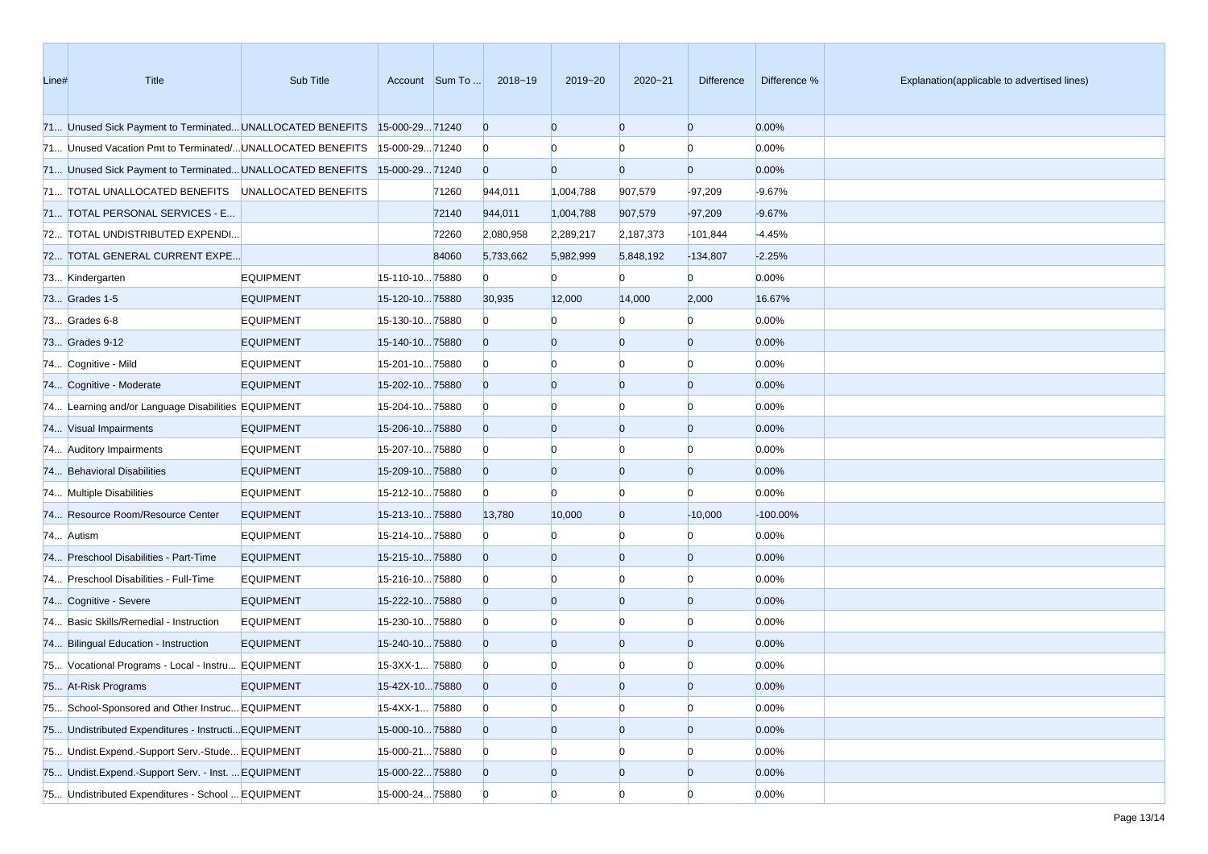| Line# | Title | Sub Title | Account | Sum To ... | 2018~19 | 2019~20 | 2020~21 | Difference | Difference % | Explanation(applicable to advertised lines) |
|---|---|---|---|---|---|---|---|---|---|---|
| 71... | Unused Sick Payment to Terminated... | UNALLOCATED BENEFITS | 15-000-29... | 71240 | 0 | 0 | 0 | 0 | 0.00% | |
| 71... | Unused Vacation Pmt to Terminated/... | UNALLOCATED BENEFITS | 15-000-29... | 71240 | 0 | 0 | 0 | 0 | 0.00% | |
| 71... | Unused Sick Payment to Terminated... | UNALLOCATED BENEFITS | 15-000-29... | 71240 | 0 | 0 | 0 | 0 | 0.00% | |
| 71... | TOTAL UNALLOCATED BENEFITS | UNALLOCATED BENEFITS | | 71260 | 944,011 | 1,004,788 | 907,579 | -97,209 | -9.67% | |
| 71... | TOTAL PERSONAL SERVICES - E... | | | 72140 | 944,011 | 1,004,788 | 907,579 | -97,209 | -9.67% | |
| 72... | TOTAL UNDISTRIBUTED EXPENDI... | | | 72260 | 2,080,958 | 2,289,217 | 2,187,373 | -101,844 | -4.45% | |
| 72... | TOTAL GENERAL CURRENT EXPE... | | | 84060 | 5,733,662 | 5,982,999 | 5,848,192 | -134,807 | -2.25% | |
| 73... | Kindergarten | EQUIPMENT | 15-110-10... | 75880 | 0 | 0 | 0 | 0 | 0.00% | |
| 73... | Grades 1-5 | EQUIPMENT | 15-120-10... | 75880 | 30,935 | 12,000 | 14,000 | 2,000 | 16.67% | |
| 73... | Grades 6-8 | EQUIPMENT | 15-130-10... | 75880 | 0 | 0 | 0 | 0 | 0.00% | |
| 73... | Grades 9-12 | EQUIPMENT | 15-140-10... | 75880 | 0 | 0 | 0 | 0 | 0.00% | |
| 74... | Cognitive - Mild | EQUIPMENT | 15-201-10... | 75880 | 0 | 0 | 0 | 0 | 0.00% | |
| 74... | Cognitive - Moderate | EQUIPMENT | 15-202-10... | 75880 | 0 | 0 | 0 | 0 | 0.00% | |
| 74... | Learning and/or Language Disabilities | EQUIPMENT | 15-204-10... | 75880 | 0 | 0 | 0 | 0 | 0.00% | |
| 74... | Visual Impairments | EQUIPMENT | 15-206-10... | 75880 | 0 | 0 | 0 | 0 | 0.00% | |
| 74... | Auditory Impairments | EQUIPMENT | 15-207-10... | 75880 | 0 | 0 | 0 | 0 | 0.00% | |
| 74... | Behavioral Disabilities | EQUIPMENT | 15-209-10... | 75880 | 0 | 0 | 0 | 0 | 0.00% | |
| 74... | Multiple Disabilities | EQUIPMENT | 15-212-10... | 75880 | 0 | 0 | 0 | 0 | 0.00% | |
| 74... | Resource Room/Resource Center | EQUIPMENT | 15-213-10... | 75880 | 13,780 | 10,000 | 0 | -10,000 | -100.00% | |
| 74... | Autism | EQUIPMENT | 15-214-10... | 75880 | 0 | 0 | 0 | 0 | 0.00% | |
| 74... | Preschool Disabilities - Part-Time | EQUIPMENT | 15-215-10... | 75880 | 0 | 0 | 0 | 0 | 0.00% | |
| 74... | Preschool Disabilities - Full-Time | EQUIPMENT | 15-216-10... | 75880 | 0 | 0 | 0 | 0 | 0.00% | |
| 74... | Cognitive - Severe | EQUIPMENT | 15-222-10... | 75880 | 0 | 0 | 0 | 0 | 0.00% | |
| 74... | Basic Skills/Remedial - Instruction | EQUIPMENT | 15-230-10... | 75880 | 0 | 0 | 0 | 0 | 0.00% | |
| 74... | Bilingual Education - Instruction | EQUIPMENT | 15-240-10... | 75880 | 0 | 0 | 0 | 0 | 0.00% | |
| 75... | Vocational Programs - Local - Instru... | EQUIPMENT | 15-3XX-1... | 75880 | 0 | 0 | 0 | 0 | 0.00% | |
| 75... | At-Risk Programs | EQUIPMENT | 15-42X-10... | 75880 | 0 | 0 | 0 | 0 | 0.00% | |
| 75... | School-Sponsored and Other Instruc... | EQUIPMENT | 15-4XX-1... | 75880 | 0 | 0 | 0 | 0 | 0.00% | |
| 75... | Undistributed Expenditures - Instructi... | EQUIPMENT | 15-000-10... | 75880 | 0 | 0 | 0 | 0 | 0.00% | |
| 75... | Undist.Expend.-Support Serv.-Stude... | EQUIPMENT | 15-000-21... | 75880 | 0 | 0 | 0 | 0 | 0.00% | |
| 75... | Undist.Expend.-Support Serv. - Inst. ... | EQUIPMENT | 15-000-22... | 75880 | 0 | 0 | 0 | 0 | 0.00% | |
| 75... | Undistributed Expenditures - School ... | EQUIPMENT | 15-000-24... | 75880 | 0 | 0 | 0 | 0 | 0.00% | |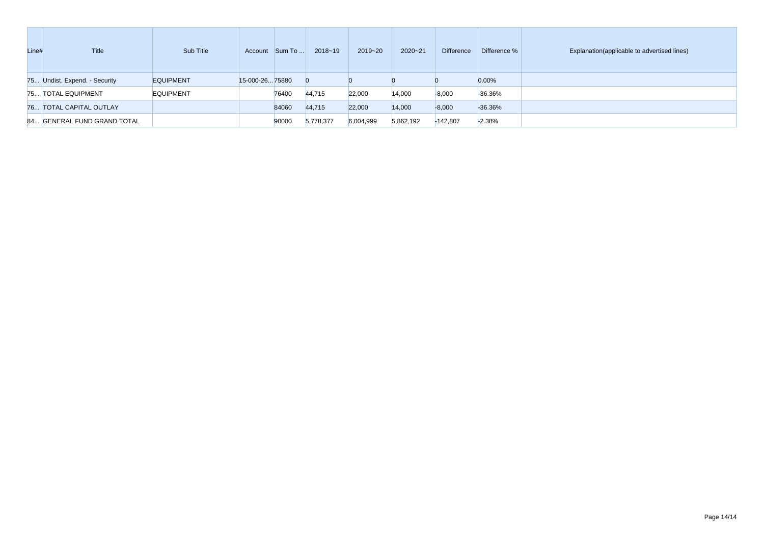| Line# | Title | Sub Title | Account | Sum To ... | 2018~19 | 2019~20 | 2020~21 | Difference | Difference % | Explanation(applicable to advertised lines) |
|---|---|---|---|---|---|---|---|---|---|---|
| 75... | Undist. Expend. - Security | EQUIPMENT | 15-000-26... | 75880 | 0 | 0 | 0 | 0 | 0.00% | |
| 75... | TOTAL EQUIPMENT | EQUIPMENT | | 76400 | 44,715 | 22,000 | 14,000 | -8,000 | -36.36% | |
| 76... | TOTAL CAPITAL OUTLAY | | | 84060 | 44,715 | 22,000 | 14,000 | -8,000 | -36.36% | |
| 84... | GENERAL FUND GRAND TOTAL | | | 90000 | 5,778,377 | 6,004,999 | 5,862,192 | -142,807 | -2.38% | |